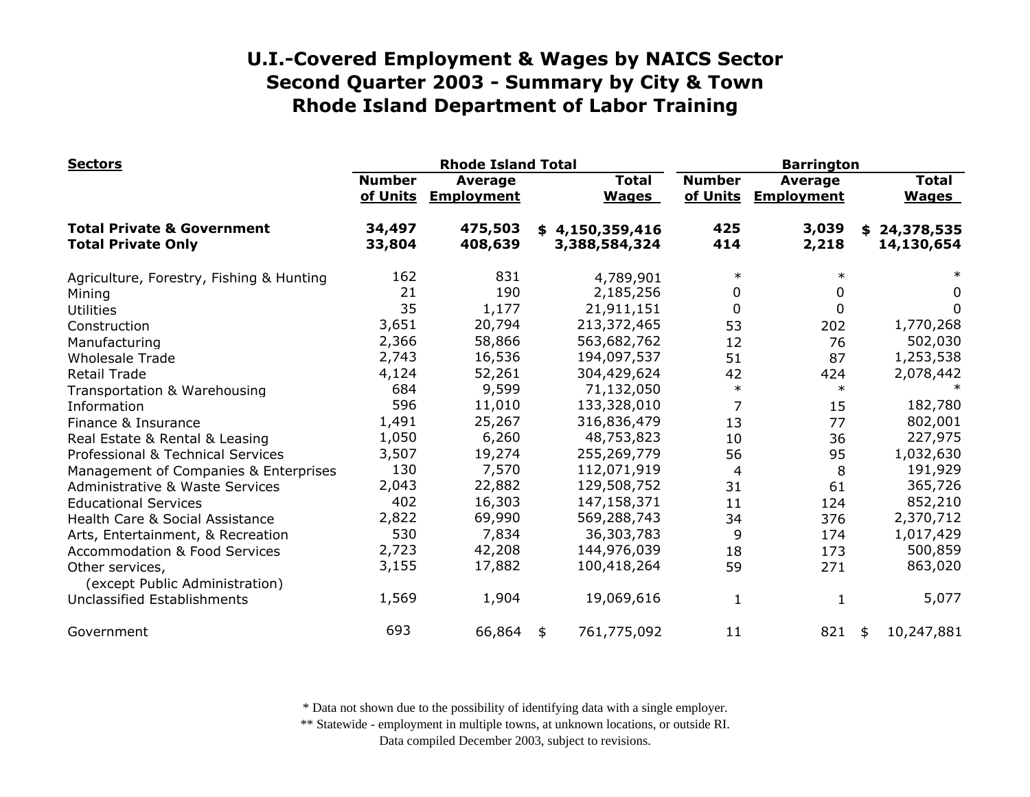# U.I.-Covered Employment & Wages by NAICS Sector
## Second Quarter 2003 - Summary by City & Town
## Rhode Island Department of Labor Training

| Sectors | Rhode Island Total | | | Barrington | | |
|---|---|---|---|---|---|---|
| | Number of Units | Average Employment | Total Wages | Number of Units | Average Employment | Total Wages |
| **Total Private & Government** | **34,497** | **475,503** | **$ 4,150,359,416** | **425** | **3,039** | **$ 24,378,535** |
| **Total Private Only** | **33,804** | **408,639** | **3,388,584,324** | **414** | **2,218** | **14,130,654** |
| Agriculture, Forestry, Fishing & Hunting | 162 | 831 | 4,789,901 | * | * | * |
| Mining | 21 | 190 | 2,185,256 | 0 | 0 | 0 |
| Utilities | 35 | 1,177 | 21,911,151 | 0 | 0 | 0 |
| Construction | 3,651 | 20,794 | 213,372,465 | 53 | 202 | 1,770,268 |
| Manufacturing | 2,366 | 58,866 | 563,682,762 | 12 | 76 | 502,030 |
| Wholesale Trade | 2,743 | 16,536 | 194,097,537 | 51 | 87 | 1,253,538 |
| Retail Trade | 4,124 | 52,261 | 304,429,624 | 42 | 424 | 2,078,442 |
| Transportation & Warehousing | 684 | 9,599 | 71,132,050 | * | * | * |
| Information | 596 | 11,010 | 133,328,010 | 7 | 15 | 182,780 |
| Finance & Insurance | 1,491 | 25,267 | 316,836,479 | 13 | 77 | 802,001 |
| Real Estate & Rental & Leasing | 1,050 | 6,260 | 48,753,823 | 10 | 36 | 227,975 |
| Professional & Technical Services | 3,507 | 19,274 | 255,269,779 | 56 | 95 | 1,032,630 |
| Management of Companies & Enterprises | 130 | 7,570 | 112,071,919 | 4 | 8 | 191,929 |
| Administrative & Waste Services | 2,043 | 22,882 | 129,508,752 | 31 | 61 | 365,726 |
| Educational Services | 402 | 16,303 | 147,158,371 | 11 | 124 | 852,210 |
| Health Care & Social Assistance | 2,822 | 69,990 | 569,288,743 | 34 | 376 | 2,370,712 |
| Arts, Entertainment, & Recreation | 530 | 7,834 | 36,303,783 | 9 | 174 | 1,017,429 |
| Accommodation & Food Services | 2,723 | 42,208 | 144,976,039 | 18 | 173 | 500,859 |
| Other services, (except Public Administration) | 3,155 | 17,882 | 100,418,264 | 59 | 271 | 863,020 |
| Unclassified Establishments | 1,569 | 1,904 | 19,069,616 | 1 | 1 | 5,077 |
| Government | 693 | 66,864 | $ 761,775,092 | 11 | 821 | $ 10,247,881 |

\* Data not shown due to the possibility of identifying data with a single employer.

\*\* Statewide - employment in multiple towns, at unknown locations, or outside RI.

Data compiled December 2003, subject to revisions.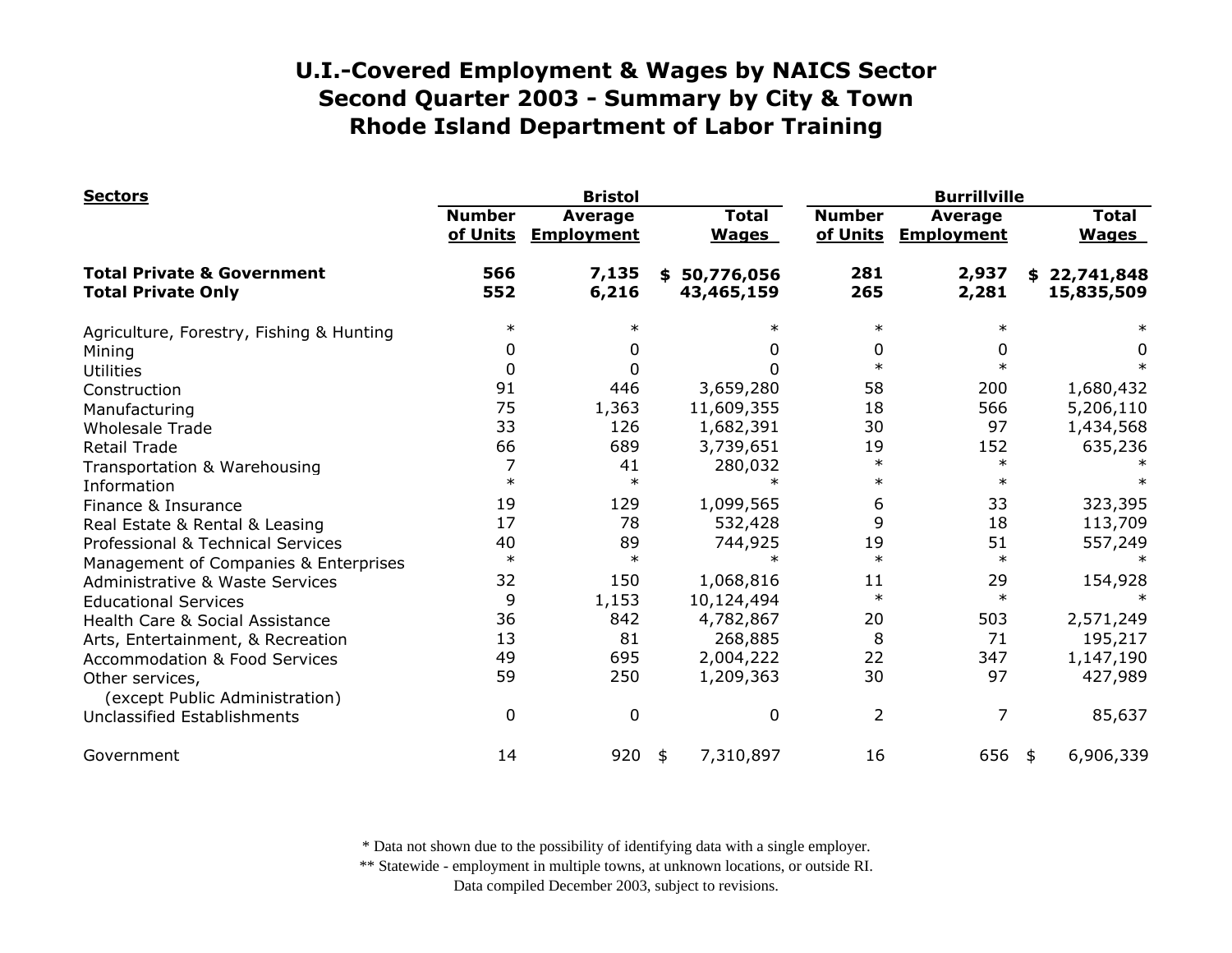# U.I.-Covered Employment & Wages by NAICS Sector
# Second Quarter 2003 - Summary by City & Town
# Rhode Island Department of Labor Training

| Sectors | Bristol | | | Burrillville | | |
|---|---|---|---|---|---|---|
| | Number of Units | Average Employment | Total Wages | Number of Units | Average Employment | Total Wages |
| **Total Private & Government** | **566** | **7,135** | **$ 50,776,056** | **281** | **2,937** | **$ 22,741,848** |
| **Total Private Only** | **552** | **6,216** | **43,465,159** | **265** | **2,281** | **15,835,509** |
| Agriculture, Forestry, Fishing & Hunting | * | * | * | * | * | * |
| Mining | 0 | 0 | 0 | 0 | 0 | 0 |
| Utilities | 0 | 0 | 0 | * | * | * |
| Construction | 91 | 446 | 3,659,280 | 58 | 200 | 1,680,432 |
| Manufacturing | 75 | 1,363 | 11,609,355 | 18 | 566 | 5,206,110 |
| Wholesale Trade | 33 | 126 | 1,682,391 | 30 | 97 | 1,434,568 |
| Retail Trade | 66 | 689 | 3,739,651 | 19 | 152 | 635,236 |
| Transportation & Warehousing | 7 | 41 | 280,032 | * | * | * |
| Information | * | * | * | * | * | * |
| Finance & Insurance | 19 | 129 | 1,099,565 | 6 | 33 | 323,395 |
| Real Estate & Rental & Leasing | 17 | 78 | 532,428 | 9 | 18 | 113,709 |
| Professional & Technical Services | 40 | 89 | 744,925 | 19 | 51 | 557,249 |
| Management of Companies & Enterprises | * | * | * | * | * | * |
| Administrative & Waste Services | 32 | 150 | 1,068,816 | 11 | 29 | 154,928 |
| Educational Services | 9 | 1,153 | 10,124,494 | * | * | * |
| Health Care & Social Assistance | 36 | 842 | 4,782,867 | 20 | 503 | 2,571,249 |
| Arts, Entertainment, & Recreation | 13 | 81 | 268,885 | 8 | 71 | 195,217 |
| Accommodation & Food Services | 49 | 695 | 2,004,222 | 22 | 347 | 1,147,190 |
| Other services, (except Public Administration) | 59 | 250 | 1,209,363 | 30 | 97 | 427,989 |
| Unclassified Establishments | 0 | 0 | 0 | 2 | 7 | 85,637 |
| Government | 14 | 920 | $ 7,310,897 | 16 | 656 | $ 6,906,339 |

\* Data not shown due to the possibility of identifying data with a single employer.
\*\* Statewide - employment in multiple towns, at unknown locations, or outside RI.
Data compiled December 2003, subject to revisions.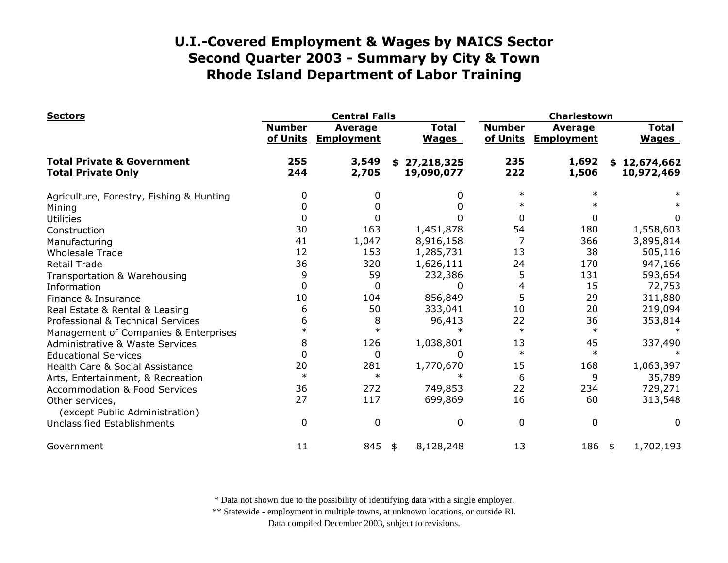# U.I.-Covered Employment & Wages by NAICS Sector
## Second Quarter 2003 - Summary by City & Town
## Rhode Island Department of Labor Training

| Sectors | Central Falls | | | Charlestown | | |
|---|---|---|---|---|---|---|
| | Number of Units | Average Employment | Total Wages | Number of Units | Average Employment | Total Wages |
| **Total Private & Government** | **255** | **3,549** | **$ 27,218,325** | **235** | **1,692** | **$ 12,674,662** |
| **Total Private Only** | **244** | **2,705** | **19,090,077** | **222** | **1,506** | **10,972,469** |
| Agriculture, Forestry, Fishing & Hunting | 0 | 0 | 0 | * | * | * |
| Mining | 0 | 0 | 0 | * | * | * |
| Utilities | 0 | 0 | 0 | 0 | 0 | 0 |
| Construction | 30 | 163 | 1,451,878 | 54 | 180 | 1,558,603 |
| Manufacturing | 41 | 1,047 | 8,916,158 | 7 | 366 | 3,895,814 |
| Wholesale Trade | 12 | 153 | 1,285,731 | 13 | 38 | 505,116 |
| Retail Trade | 36 | 320 | 1,626,111 | 24 | 170 | 947,166 |
| Transportation & Warehousing | 9 | 59 | 232,386 | 5 | 131 | 593,654 |
| Information | 0 | 0 | 0 | 4 | 15 | 72,753 |
| Finance & Insurance | 10 | 104 | 856,849 | 5 | 29 | 311,880 |
| Real Estate & Rental & Leasing | 6 | 50 | 333,041 | 10 | 20 | 219,094 |
| Professional & Technical Services | 6 | 8 | 96,413 | 22 | 36 | 353,814 |
| Management of Companies & Enterprises | * | * | * | * | * | * |
| Administrative & Waste Services | 8 | 126 | 1,038,801 | 13 | 45 | 337,490 |
| Educational Services | 0 | 0 | 0 | * | * | * |
| Health Care & Social Assistance | 20 | 281 | 1,770,670 | 15 | 168 | 1,063,397 |
| Arts, Entertainment, & Recreation | * | * | * | 6 | 9 | 35,789 |
| Accommodation & Food Services | 36 | 272 | 749,853 | 22 | 234 | 729,271 |
| Other services, (except Public Administration) | 27 | 117 | 699,869 | 16 | 60 | 313,548 |
| Unclassified Establishments | 0 | 0 | 0 | 0 | 0 | 0 |
| Government | 11 | 845 | $ 8,128,248 | 13 | 186 | $ 1,702,193 |

\* Data not shown due to the possibility of identifying data with a single employer.
** Statewide - employment in multiple towns, at unknown locations, or outside RI.
Data compiled December 2003, subject to revisions.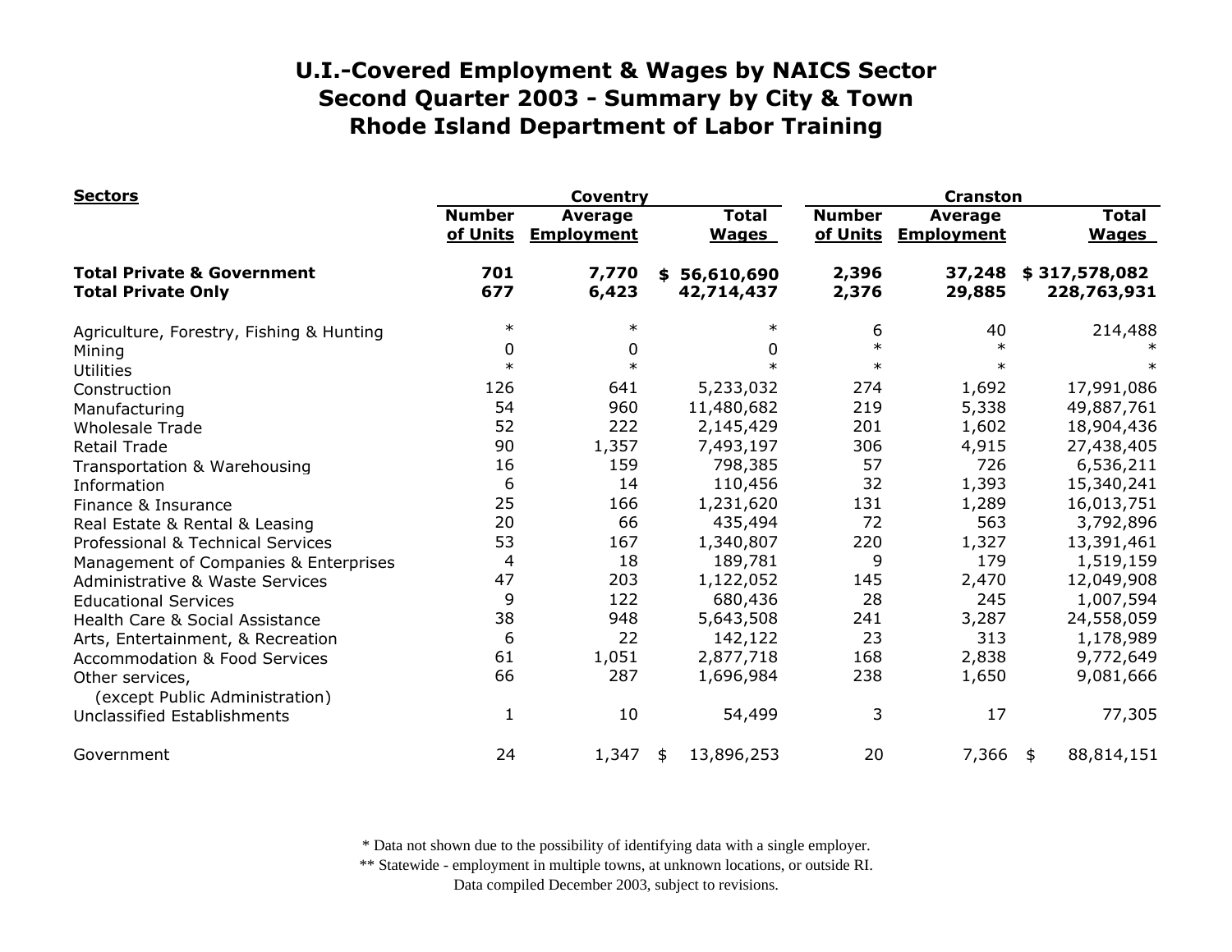# U.I.-Covered Employment & Wages by NAICS Sector
# Second Quarter 2003 - Summary by City & Town
# Rhode Island Department of Labor Training

| Sectors | Coventry | | | Cranston | | |
|---|---|---|---|---|---|---|
| | Number of Units | Average Employment | Total Wages | Number of Units | Average Employment | Total Wages |
| **Total Private & Government** | **701** | **7,770** | **$ 56,610,690** | **2,396** | **37,248** | **$ 317,578,082** |
| **Total Private Only** | **677** | **6,423** | **42,714,437** | **2,376** | **29,885** | **228,763,931** |
| Agriculture, Forestry, Fishing & Hunting | * | * | * | 6 | 40 | 214,488 |
| Mining | 0 | 0 | 0 | * | * | * |
| Utilities | * | * | * | * | * | * |
| Construction | 126 | 641 | 5,233,032 | 274 | 1,692 | 17,991,086 |
| Manufacturing | 54 | 960 | 11,480,682 | 219 | 5,338 | 49,887,761 |
| Wholesale Trade | 52 | 222 | 2,145,429 | 201 | 1,602 | 18,904,436 |
| Retail Trade | 90 | 1,357 | 7,493,197 | 306 | 4,915 | 27,438,405 |
| Transportation & Warehousing | 16 | 159 | 798,385 | 57 | 726 | 6,536,211 |
| Information | 6 | 14 | 110,456 | 32 | 1,393 | 15,340,241 |
| Finance & Insurance | 25 | 166 | 1,231,620 | 131 | 1,289 | 16,013,751 |
| Real Estate & Rental & Leasing | 20 | 66 | 435,494 | 72 | 563 | 3,792,896 |
| Professional & Technical Services | 53 | 167 | 1,340,807 | 220 | 1,327 | 13,391,461 |
| Management of Companies & Enterprises | 4 | 18 | 189,781 | 9 | 179 | 1,519,159 |
| Administrative & Waste Services | 47 | 203 | 1,122,052 | 145 | 2,470 | 12,049,908 |
| Educational Services | 9 | 122 | 680,436 | 28 | 245 | 1,007,594 |
| Health Care & Social Assistance | 38 | 948 | 5,643,508 | 241 | 3,287 | 24,558,059 |
| Arts, Entertainment, & Recreation | 6 | 22 | 142,122 | 23 | 313 | 1,178,989 |
| Accommodation & Food Services | 61 | 1,051 | 2,877,718 | 168 | 2,838 | 9,772,649 |
| Other services, (except Public Administration) | 66 | 287 | 1,696,984 | 238 | 1,650 | 9,081,666 |
| Unclassified Establishments | 1 | 10 | 54,499 | 3 | 17 | 77,305 |
| Government | 24 | 1,347 | $ 13,896,253 | 20 | 7,366 | $ 88,814,151 |

\* Data not shown due to the possibility of identifying data with a single employer.
\*\* Statewide - employment in multiple towns, at unknown locations, or outside RI.
Data compiled December 2003, subject to revisions.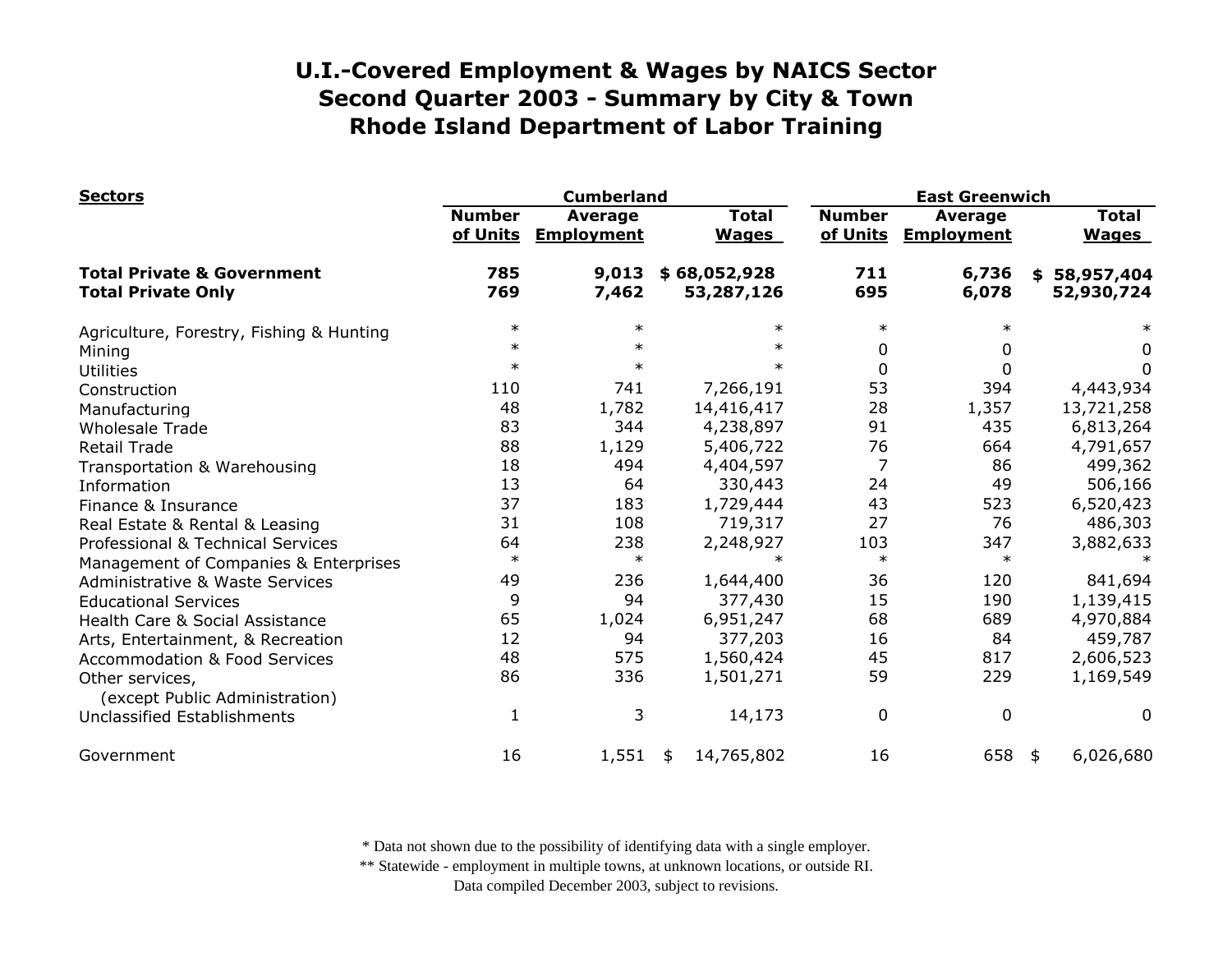# U.I.-Covered Employment & Wages by NAICS Sector
## Second Quarter 2003 - Summary by City & Town
## Rhode Island Department of Labor Training

| Sectors | Cumberland | | | East Greenwich | | |
|---|---|---|---|---|---|---|
| | Number of Units | Average Employment | Total Wages | Number of Units | Average Employment | Total Wages |
| **Total Private & Government** | **785** | **9,013** | **$ 68,052,928** | **711** | **6,736** | **$ 58,957,404** |
| **Total Private Only** | **769** | **7,462** | **53,287,126** | **695** | **6,078** | **52,930,724** |
| Agriculture, Forestry, Fishing & Hunting | * | * | * | * | * | * |
| Mining | * | * | * | 0 | 0 | 0 |
| Utilities | * | * | * | 0 | 0 | 0 |
| Construction | 110 | 741 | 7,266,191 | 53 | 394 | 4,443,934 |
| Manufacturing | 48 | 1,782 | 14,416,417 | 28 | 1,357 | 13,721,258 |
| Wholesale Trade | 83 | 344 | 4,238,897 | 91 | 435 | 6,813,264 |
| Retail Trade | 88 | 1,129 | 5,406,722 | 76 | 664 | 4,791,657 |
| Transportation & Warehousing | 18 | 494 | 4,404,597 | 7 | 86 | 499,362 |
| Information | 13 | 64 | 330,443 | 24 | 49 | 506,166 |
| Finance & Insurance | 37 | 183 | 1,729,444 | 43 | 523 | 6,520,423 |
| Real Estate & Rental & Leasing | 31 | 108 | 719,317 | 27 | 76 | 486,303 |
| Professional & Technical Services | 64 | 238 | 2,248,927 | 103 | 347 | 3,882,633 |
| Management of Companies & Enterprises | * | * | * | * | * | * |
| Administrative & Waste Services | 49 | 236 | 1,644,400 | 36 | 120 | 841,694 |
| Educational Services | 9 | 94 | 377,430 | 15 | 190 | 1,139,415 |
| Health Care & Social Assistance | 65 | 1,024 | 6,951,247 | 68 | 689 | 4,970,884 |
| Arts, Entertainment, & Recreation | 12 | 94 | 377,203 | 16 | 84 | 459,787 |
| Accommodation & Food Services | 48 | 575 | 1,560,424 | 45 | 817 | 2,606,523 |
| Other services, (except Public Administration) | 86 | 336 | 1,501,271 | 59 | 229 | 1,169,549 |
| Unclassified Establishments | 1 | 3 | 14,173 | 0 | 0 | 0 |
| Government | 16 | 1,551 | $ 14,765,802 | 16 | 658 | $ 6,026,680 |

* Data not shown due to the possibility of identifying data with a single employer.
** Statewide - employment in multiple towns, at unknown locations, or outside RI.
Data compiled December 2003, subject to revisions.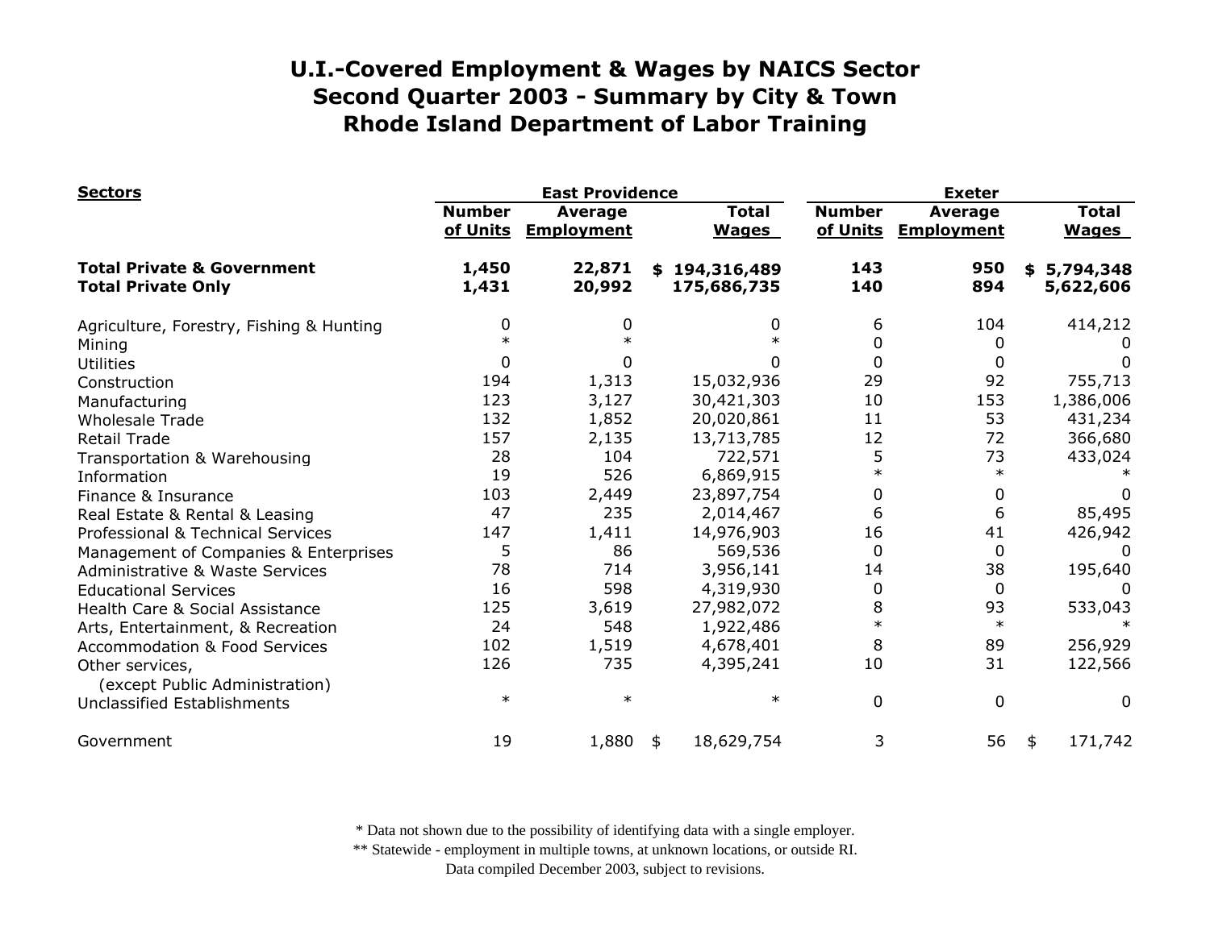# U.I.-Covered Employment & Wages by NAICS Sector
## Second Quarter 2003 - Summary by City & Town
## Rhode Island Department of Labor Training

| Sectors | East Providence | | | Exeter | | |
|---|---|---|---|---|---|---|
| | Number of Units | Average Employment | Total Wages | Number of Units | Average Employment | Total Wages |
| **Total Private & Government** | **1,450** | **22,871** | **$ 194,316,489** | **143** | **950** | **$ 5,794,348** |
| **Total Private Only** | **1,431** | **20,992** | **175,686,735** | **140** | **894** | **5,622,606** |
| Agriculture, Forestry, Fishing & Hunting | 0 | 0 | 0 | 6 | 104 | 414,212 |
| Mining | * | * | * | 0 | 0 | 0 |
| Utilities | 0 | 0 | 0 | 0 | 0 | 0 |
| Construction | 194 | 1,313 | 15,032,936 | 29 | 92 | 755,713 |
| Manufacturing | 123 | 3,127 | 30,421,303 | 10 | 153 | 1,386,006 |
| Wholesale Trade | 132 | 1,852 | 20,020,861 | 11 | 53 | 431,234 |
| Retail Trade | 157 | 2,135 | 13,713,785 | 12 | 72 | 366,680 |
| Transportation & Warehousing | 28 | 104 | 722,571 | 5 | 73 | 433,024 |
| Information | 19 | 526 | 6,869,915 | * | * | * |
| Finance & Insurance | 103 | 2,449 | 23,897,754 | 0 | 0 | 0 |
| Real Estate & Rental & Leasing | 47 | 235 | 2,014,467 | 6 | 6 | 85,495 |
| Professional & Technical Services | 147 | 1,411 | 14,976,903 | 16 | 41 | 426,942 |
| Management of Companies & Enterprises | 5 | 86 | 569,536 | 0 | 0 | 0 |
| Administrative & Waste Services | 78 | 714 | 3,956,141 | 14 | 38 | 195,640 |
| Educational Services | 16 | 598 | 4,319,930 | 0 | 0 | 0 |
| Health Care & Social Assistance | 125 | 3,619 | 27,982,072 | 8 | 93 | 533,043 |
| Arts, Entertainment, & Recreation | 24 | 548 | 1,922,486 | * | * | * |
| Accommodation & Food Services | 102 | 1,519 | 4,678,401 | 8 | 89 | 256,929 |
| Other services, (except Public Administration) | 126 | 735 | 4,395,241 | 10 | 31 | 122,566 |
| Unclassified Establishments | * | * | * | 0 | 0 | 0 |
| Government | 19 | 1,880 | $ 18,629,754 | 3 | 56 | $ 171,742 |

\* Data not shown due to the possibility of identifying data with a single employer.
** Statewide - employment in multiple towns, at unknown locations, or outside RI.
Data compiled December 2003, subject to revisions.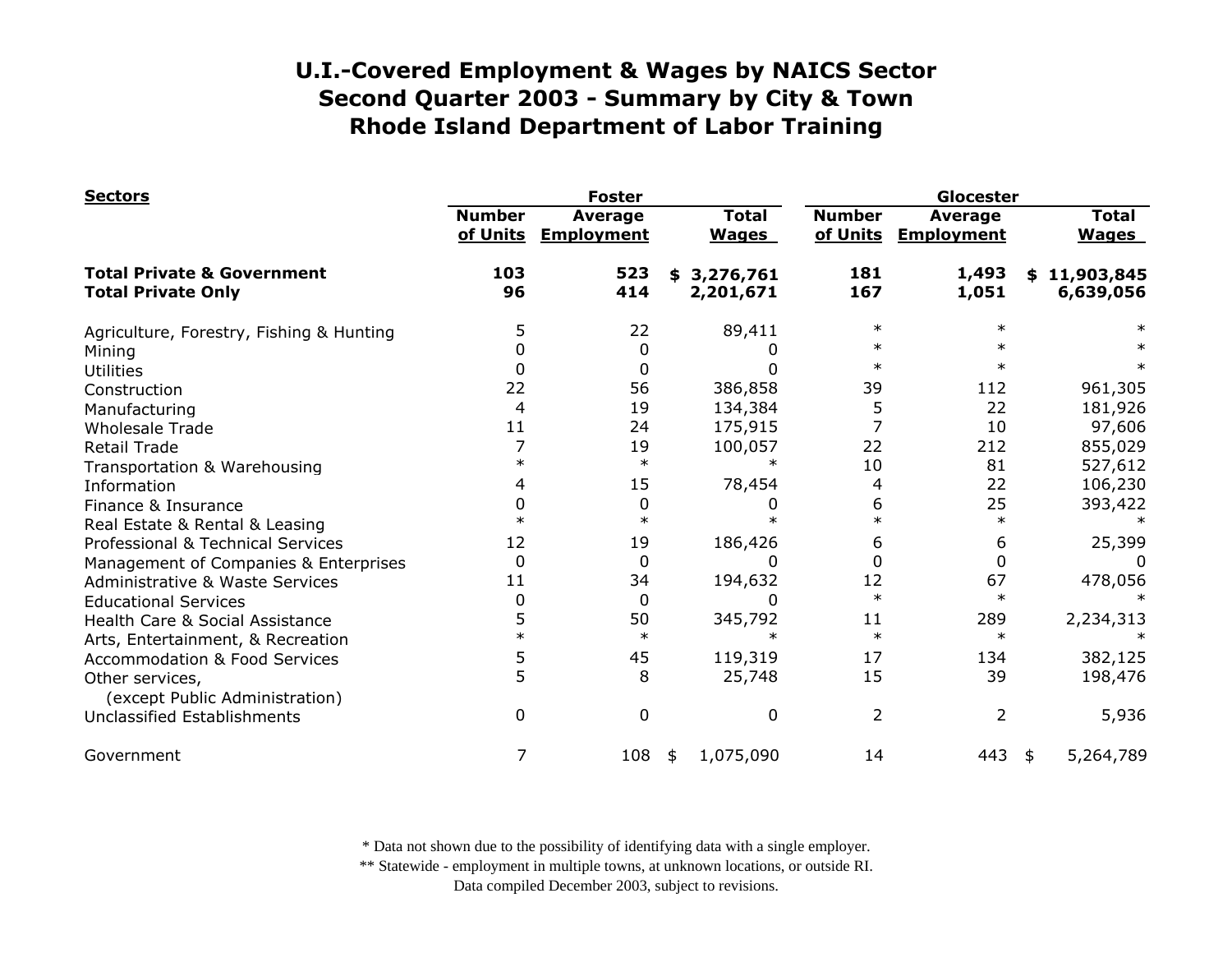# U.I.-Covered Employment & Wages by NAICS Sector
# Second Quarter 2003 - Summary by City & Town
# Rhode Island Department of Labor Training

| Sectors | Foster | | | Glocester | | |
|---|---|---|---|---|---|---|
| | Number of Units | Average Employment | Total Wages | Number of Units | Average Employment | Total Wages |
| **Total Private & Government** | **103** | **523** | **$ 3,276,761** | **181** | **1,493** | **$ 11,903,845** |
| **Total Private Only** | **96** | **414** | **2,201,671** | **167** | **1,051** | **6,639,056** |
| Agriculture, Forestry, Fishing & Hunting | 5 | 22 | 89,411 | * | * | * |
| Mining | 0 | 0 | 0 | * | * | * |
| Utilities | 0 | 0 | 0 | * | * | * |
| Construction | 22 | 56 | 386,858 | 39 | 112 | 961,305 |
| Manufacturing | 4 | 19 | 134,384 | 5 | 22 | 181,926 |
| Wholesale Trade | 11 | 24 | 175,915 | 7 | 10 | 97,606 |
| Retail Trade | 7 | 19 | 100,057 | 22 | 212 | 855,029 |
| Transportation & Warehousing | * | * | * | 10 | 81 | 527,612 |
| Information | 4 | 15 | 78,454 | 4 | 22 | 106,230 |
| Finance & Insurance | 0 | 0 | 0 | 6 | 25 | 393,422 |
| Real Estate & Rental & Leasing | * | * | * | * | * | * |
| Professional & Technical Services | 12 | 19 | 186,426 | 6 | 6 | 25,399 |
| Management of Companies & Enterprises | 0 | 0 | 0 | 0 | 0 | 0 |
| Administrative & Waste Services | 11 | 34 | 194,632 | 12 | 67 | 478,056 |
| Educational Services | 0 | 0 | 0 | * | * | * |
| Health Care & Social Assistance | 5 | 50 | 345,792 | 11 | 289 | 2,234,313 |
| Arts, Entertainment, & Recreation | * | * | * | * | * | * |
| Accommodation & Food Services | 5 | 45 | 119,319 | 17 | 134 | 382,125 |
| Other services, (except Public Administration) | 5 | 8 | 25,748 | 15 | 39 | 198,476 |
| Unclassified Establishments | 0 | 0 | 0 | 2 | 2 | 5,936 |
| Government | 7 | 108 | $ 1,075,090 | 14 | 443 | $ 5,264,789 |

\* Data not shown due to the possibility of identifying data with a single employer.
\*\* Statewide - employment in multiple towns, at unknown locations, or outside RI.
Data compiled December 2003, subject to revisions.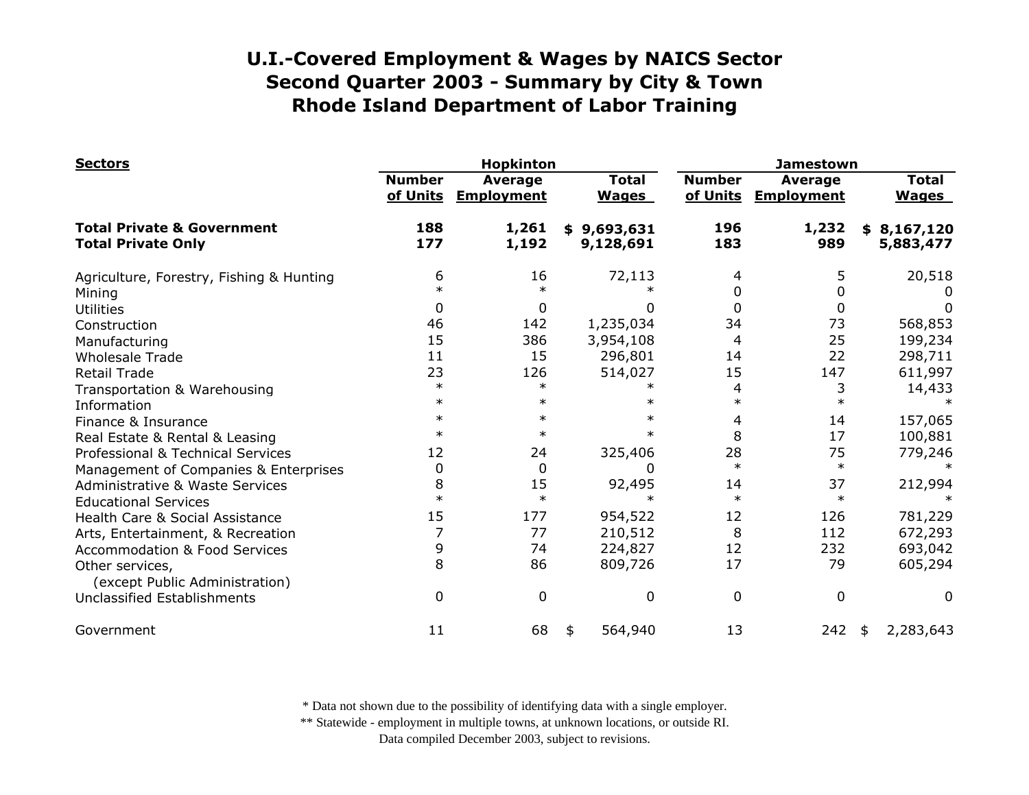# U.I.-Covered Employment & Wages by NAICS Sector
## Second Quarter 2003 - Summary by City & Town
## Rhode Island Department of Labor Training

| Sectors | Hopkinton | | | Jamestown | | |
|---|---|---|---|---|---|---|
| | Number of Units | Average Employment | Total Wages | Number of Units | Average Employment | Total Wages |
| **Total Private & Government** | **188** | **1,261** | **$ 9,693,631** | **196** | **1,232** | **$ 8,167,120** |
| **Total Private Only** | **177** | **1,192** | **9,128,691** | **183** | **989** | **5,883,477** |
| Agriculture, Forestry, Fishing & Hunting | 6 | 16 | 72,113 | 4 | 5 | 20,518 |
| Mining | * | * | * | 0 | 0 | 0 |
| Utilities | 0 | 0 | 0 | 0 | 0 | 0 |
| Construction | 46 | 142 | 1,235,034 | 34 | 73 | 568,853 |
| Manufacturing | 15 | 386 | 3,954,108 | 4 | 25 | 199,234 |
| Wholesale Trade | 11 | 15 | 296,801 | 14 | 22 | 298,711 |
| Retail Trade | 23 | 126 | 514,027 | 15 | 147 | 611,997 |
| Transportation & Warehousing | * | * | * | 4 | 3 | 14,433 |
| Information | * | * | * | * | * | * |
| Finance & Insurance | * | * | * | 4 | 14 | 157,065 |
| Real Estate & Rental & Leasing | * | * | * | 8 | 17 | 100,881 |
| Professional & Technical Services | 12 | 24 | 325,406 | 28 | 75 | 779,246 |
| Management of Companies & Enterprises | 0 | 0 | 0 | * | * | * |
| Administrative & Waste Services | 8 | 15 | 92,495 | 14 | 37 | 212,994 |
| Educational Services | * | * | * | * | * | * |
| Health Care & Social Assistance | 15 | 177 | 954,522 | 12 | 126 | 781,229 |
| Arts, Entertainment, & Recreation | 7 | 77 | 210,512 | 8 | 112 | 672,293 |
| Accommodation & Food Services | 9 | 74 | 224,827 | 12 | 232 | 693,042 |
| Other services, (except Public Administration) | 8 | 86 | 809,726 | 17 | 79 | 605,294 |
| Unclassified Establishments | 0 | 0 | 0 | 0 | 0 | 0 |
| Government | 11 | 68 | $ 564,940 | 13 | 242 | $ 2,283,643 |

\* Data not shown due to the possibility of identifying data with a single employer.
\*\* Statewide - employment in multiple towns, at unknown locations, or outside RI.
Data compiled December 2003, subject to revisions.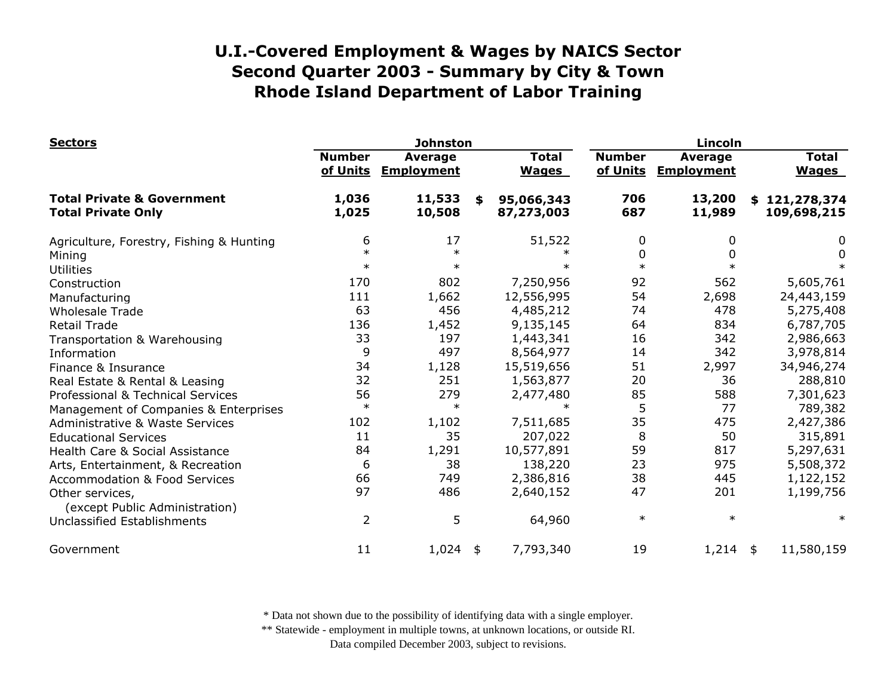# U.I.-Covered Employment & Wages by NAICS Sector
# Second Quarter 2003 - Summary by City & Town
# Rhode Island Department of Labor Training

| Sectors | Johnston | | | Lincoln | | |
|---|---|---|---|---|---|---|
| | Number of Units | Average Employment | Total Wages | Number of Units | Average Employment | Total Wages |
| **Total Private & Government** | **1,036** | **11,533** | **$ 95,066,343** | **706** | **13,200** | **$ 121,278,374** |
| **Total Private Only** | **1,025** | **10,508** | **87,273,003** | **687** | **11,989** | **109,698,215** |
| Agriculture, Forestry, Fishing & Hunting | 6 | 17 | 51,522 | 0 | 0 | 0 |
| Mining | * | * | * | 0 | 0 | 0 |
| Utilities | * | * | * | * | * | * |
| Construction | 170 | 802 | 7,250,956 | 92 | 562 | 5,605,761 |
| Manufacturing | 111 | 1,662 | 12,556,995 | 54 | 2,698 | 24,443,159 |
| Wholesale Trade | 63 | 456 | 4,485,212 | 74 | 478 | 5,275,408 |
| Retail Trade | 136 | 1,452 | 9,135,145 | 64 | 834 | 6,787,705 |
| Transportation & Warehousing | 33 | 197 | 1,443,341 | 16 | 342 | 2,986,663 |
| Information | 9 | 497 | 8,564,977 | 14 | 342 | 3,978,814 |
| Finance & Insurance | 34 | 1,128 | 15,519,656 | 51 | 2,997 | 34,946,274 |
| Real Estate & Rental & Leasing | 32 | 251 | 1,563,877 | 20 | 36 | 288,810 |
| Professional & Technical Services | 56 | 279 | 2,477,480 | 85 | 588 | 7,301,623 |
| Management of Companies & Enterprises | * | * | * | 5 | 77 | 789,382 |
| Administrative & Waste Services | 102 | 1,102 | 7,511,685 | 35 | 475 | 2,427,386 |
| Educational Services | 11 | 35 | 207,022 | 8 | 50 | 315,891 |
| Health Care & Social Assistance | 84 | 1,291 | 10,577,891 | 59 | 817 | 5,297,631 |
| Arts, Entertainment, & Recreation | 6 | 38 | 138,220 | 23 | 975 | 5,508,372 |
| Accommodation & Food Services | 66 | 749 | 2,386,816 | 38 | 445 | 1,122,152 |
| Other services, (except Public Administration) | 97 | 486 | 2,640,152 | 47 | 201 | 1,199,756 |
| Unclassified Establishments | 2 | 5 | 64,960 | * | * | * |
| Government | 11 | 1,024 | $ 7,793,340 | 19 | 1,214 | $ 11,580,159 |

\* Data not shown due to the possibility of identifying data with a single employer.
\*\* Statewide - employment in multiple towns, at unknown locations, or outside RI.
Data compiled December 2003, subject to revisions.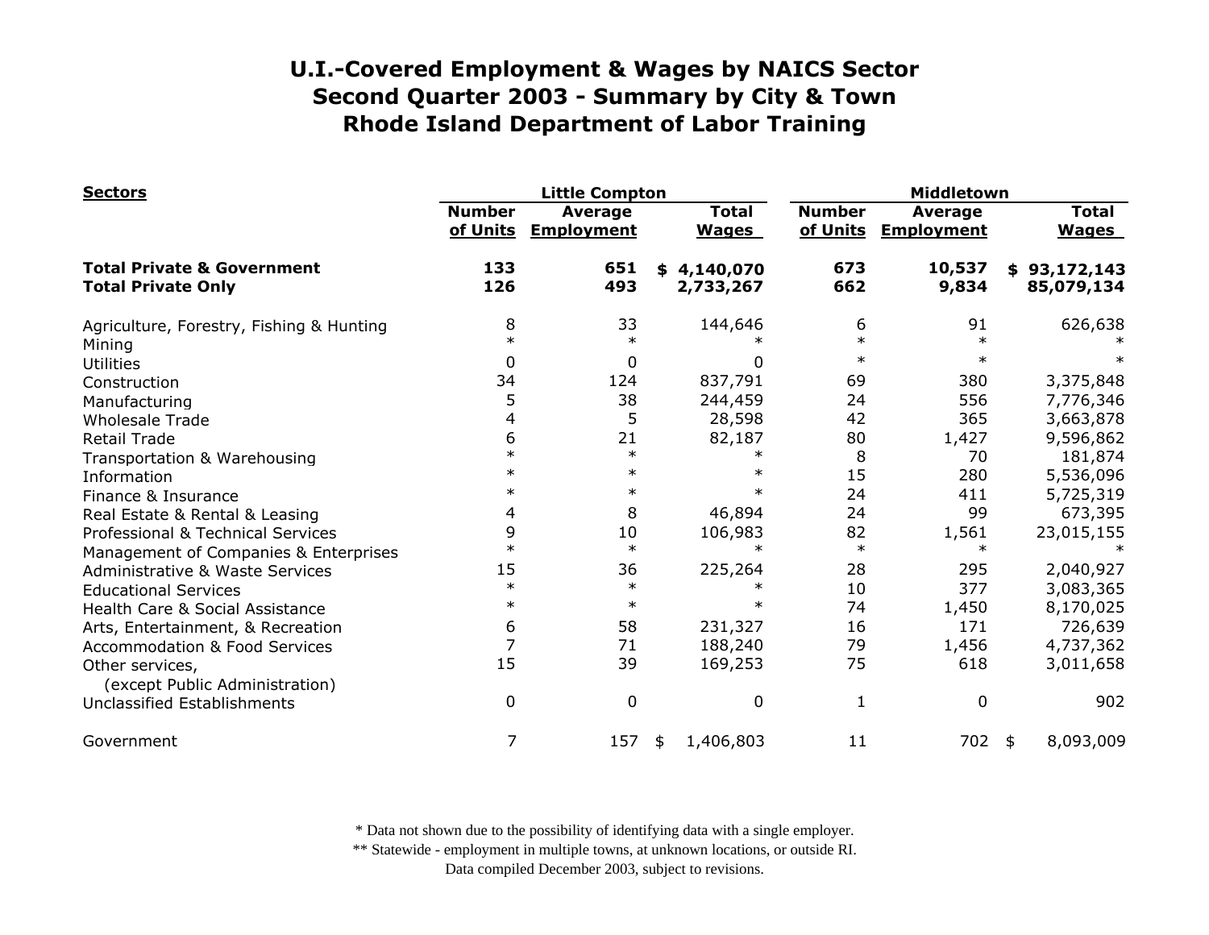# U.I.-Covered Employment & Wages by NAICS Sector
## Second Quarter 2003 - Summary by City & Town
## Rhode Island Department of Labor Training

| Sectors | Little Compton | | | Middletown | | |
|---|---|---|---|---|---|---|
| | Number of Units | Average Employment | Total Wages | Number of Units | Average Employment | Total Wages |
| **Total Private & Government** | **133** | **651** | **$ 4,140,070** | **673** | **10,537** | **$ 93,172,143** |
| **Total Private Only** | **126** | **493** | **2,733,267** | **662** | **9,834** | **85,079,134** |
| Agriculture, Forestry, Fishing & Hunting | 8 | 33 | 144,646 | 6 | 91 | 626,638 |
| Mining | * | * | * | * | * | * |
| Utilities | 0 | 0 | 0 | * | * | * |
| Construction | 34 | 124 | 837,791 | 69 | 380 | 3,375,848 |
| Manufacturing | 5 | 38 | 244,459 | 24 | 556 | 7,776,346 |
| Wholesale Trade | 4 | 5 | 28,598 | 42 | 365 | 3,663,878 |
| Retail Trade | 6 | 21 | 82,187 | 80 | 1,427 | 9,596,862 |
| Transportation & Warehousing | * | * | * | 8 | 70 | 181,874 |
| Information | * | * | * | 15 | 280 | 5,536,096 |
| Finance & Insurance | * | * | * | 24 | 411 | 5,725,319 |
| Real Estate & Rental & Leasing | 4 | 8 | 46,894 | 24 | 99 | 673,395 |
| Professional & Technical Services | 9 | 10 | 106,983 | 82 | 1,561 | 23,015,155 |
| Management of Companies & Enterprises | * | * | * | * | * | * |
| Administrative & Waste Services | 15 | 36 | 225,264 | 28 | 295 | 2,040,927 |
| Educational Services | * | * | * | 10 | 377 | 3,083,365 |
| Health Care & Social Assistance | * | * | * | 74 | 1,450 | 8,170,025 |
| Arts, Entertainment, & Recreation | 6 | 58 | 231,327 | 16 | 171 | 726,639 |
| Accommodation & Food Services | 7 | 71 | 188,240 | 79 | 1,456 | 4,737,362 |
| Other services, (except Public Administration) | 15 | 39 | 169,253 | 75 | 618 | 3,011,658 |
| Unclassified Establishments | 0 | 0 | 0 | 1 | 0 | 902 |
| Government | 7 | 157 | $ 1,406,803 | 11 | 702 | $ 8,093,009 |

\* Data not shown due to the possibility of identifying data with a single employer.
\** Statewide - employment in multiple towns, at unknown locations, or outside RI.
Data compiled December 2003, subject to revisions.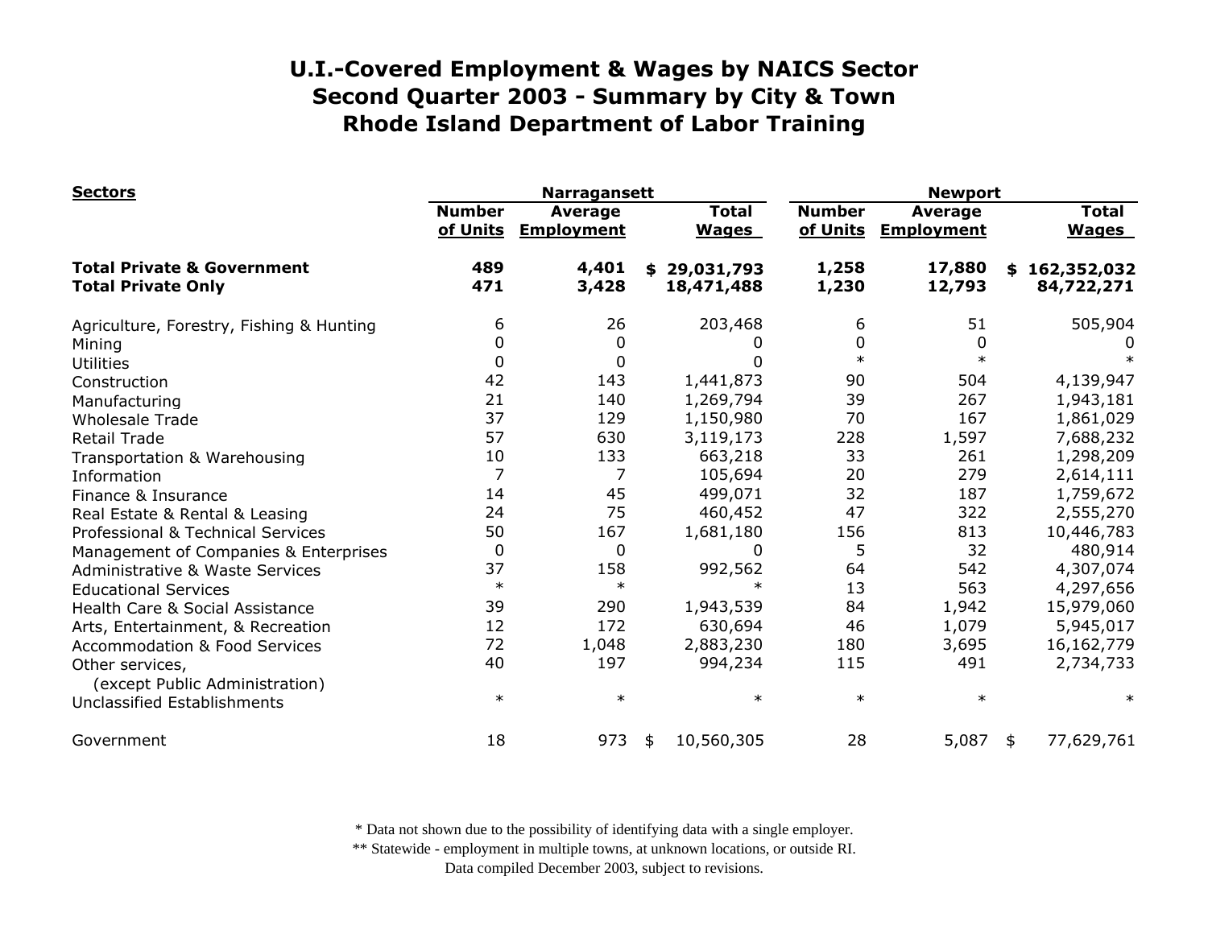# U.I.-Covered Employment & Wages by NAICS Sector
# Second Quarter 2003 - Summary by City & Town
# Rhode Island Department of Labor Training

| Sectors | Narragansett | | | Newport | | |
|---|---|---|---|---|---|---|
| | Number of Units | Average Employment | Total Wages | Number of Units | Average Employment | Total Wages |
| **Total Private & Government** | **489** | **4,401** | **$ 29,031,793** | **1,258** | **17,880** | **$ 162,352,032** |
| **Total Private Only** | **471** | **3,428** | **18,471,488** | **1,230** | **12,793** | **84,722,271** |
| Agriculture, Forestry, Fishing & Hunting | 6 | 26 | 203,468 | 6 | 51 | 505,904 |
| Mining | 0 | 0 | 0 | 0 | 0 | 0 |
| Utilities | 0 | 0 | 0 | * | * | * |
| Construction | 42 | 143 | 1,441,873 | 90 | 504 | 4,139,947 |
| Manufacturing | 21 | 140 | 1,269,794 | 39 | 267 | 1,943,181 |
| Wholesale Trade | 37 | 129 | 1,150,980 | 70 | 167 | 1,861,029 |
| Retail Trade | 57 | 630 | 3,119,173 | 228 | 1,597 | 7,688,232 |
| Transportation & Warehousing | 10 | 133 | 663,218 | 33 | 261 | 1,298,209 |
| Information | 7 | 7 | 105,694 | 20 | 279 | 2,614,111 |
| Finance & Insurance | 14 | 45 | 499,071 | 32 | 187 | 1,759,672 |
| Real Estate & Rental & Leasing | 24 | 75 | 460,452 | 47 | 322 | 2,555,270 |
| Professional & Technical Services | 50 | 167 | 1,681,180 | 156 | 813 | 10,446,783 |
| Management of Companies & Enterprises | 0 | 0 | 0 | 5 | 32 | 480,914 |
| Administrative & Waste Services | 37 | 158 | 992,562 | 64 | 542 | 4,307,074 |
| Educational Services | * | * | * | 13 | 563 | 4,297,656 |
| Health Care & Social Assistance | 39 | 290 | 1,943,539 | 84 | 1,942 | 15,979,060 |
| Arts, Entertainment, & Recreation | 12 | 172 | 630,694 | 46 | 1,079 | 5,945,017 |
| Accommodation & Food Services | 72 | 1,048 | 2,883,230 | 180 | 3,695 | 16,162,779 |
| Other services, (except Public Administration) | 40 | 197 | 994,234 | 115 | 491 | 2,734,733 |
| Unclassified Establishments | * | * | * | * | * | * |
| Government | 18 | 973 | $ 10,560,305 | 28 | 5,087 | $ 77,629,761 |

\* Data not shown due to the possibility of identifying data with a single employer.
\*\* Statewide - employment in multiple towns, at unknown locations, or outside RI.
Data compiled December 2003, subject to revisions.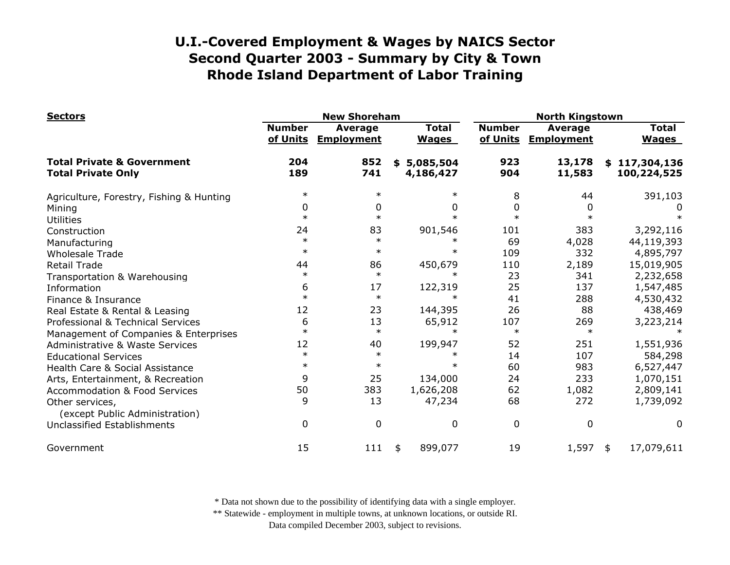# U.I.-Covered Employment & Wages by NAICS Sector
# Second Quarter 2003 - Summary by City & Town
# Rhode Island Department of Labor Training

| Sectors | New Shoreham | | | North Kingstown | | |
|---|---|---|---|---|---|---|
| | Number of Units | Average Employment | Total Wages | Number of Units | Average Employment | Total Wages |
| **Total Private & Government** | **204** | **852** | **$ 5,085,504** | **923** | **13,178** | **$ 117,304,136** |
| **Total Private Only** | **189** | **741** | **4,186,427** | **904** | **11,583** | **100,224,525** |
| Agriculture, Forestry, Fishing & Hunting | * | * | * | 8 | 44 | 391,103 |
| Mining | 0 | 0 | 0 | 0 | 0 | 0 |
| Utilities | * | * | * | * | * | * |
| Construction | 24 | 83 | 901,546 | 101 | 383 | 3,292,116 |
| Manufacturing | * | * | * | 69 | 4,028 | 44,119,393 |
| Wholesale Trade | * | * | * | 109 | 332 | 4,895,797 |
| Retail Trade | 44 | 86 | 450,679 | 110 | 2,189 | 15,019,905 |
| Transportation & Warehousing | * | * | * | 23 | 341 | 2,232,658 |
| Information | 6 | 17 | 122,319 | 25 | 137 | 1,547,485 |
| Finance & Insurance | * | * | * | 41 | 288 | 4,530,432 |
| Real Estate & Rental & Leasing | 12 | 23 | 144,395 | 26 | 88 | 438,469 |
| Professional & Technical Services | 6 | 13 | 65,912 | 107 | 269 | 3,223,214 |
| Management of Companies & Enterprises | * | * | * | * | * | * |
| Administrative & Waste Services | 12 | 40 | 199,947 | 52 | 251 | 1,551,936 |
| Educational Services | * | * | * | 14 | 107 | 584,298 |
| Health Care & Social Assistance | * | * | * | 60 | 983 | 6,527,447 |
| Arts, Entertainment, & Recreation | 9 | 25 | 134,000 | 24 | 233 | 1,070,151 |
| Accommodation & Food Services | 50 | 383 | 1,626,208 | 62 | 1,082 | 2,809,141 |
| Other services, (except Public Administration) | 9 | 13 | 47,234 | 68 | 272 | 1,739,092 |
| Unclassified Establishments | 0 | 0 | 0 | 0 | 0 | 0 |
| Government | 15 | 111 | $ 899,077 | 19 | 1,597 | $ 17,079,611 |

\* Data not shown due to the possibility of identifying data with a single employer.

\*\* Statewide - employment in multiple towns, at unknown locations, or outside RI.

Data compiled December 2003, subject to revisions.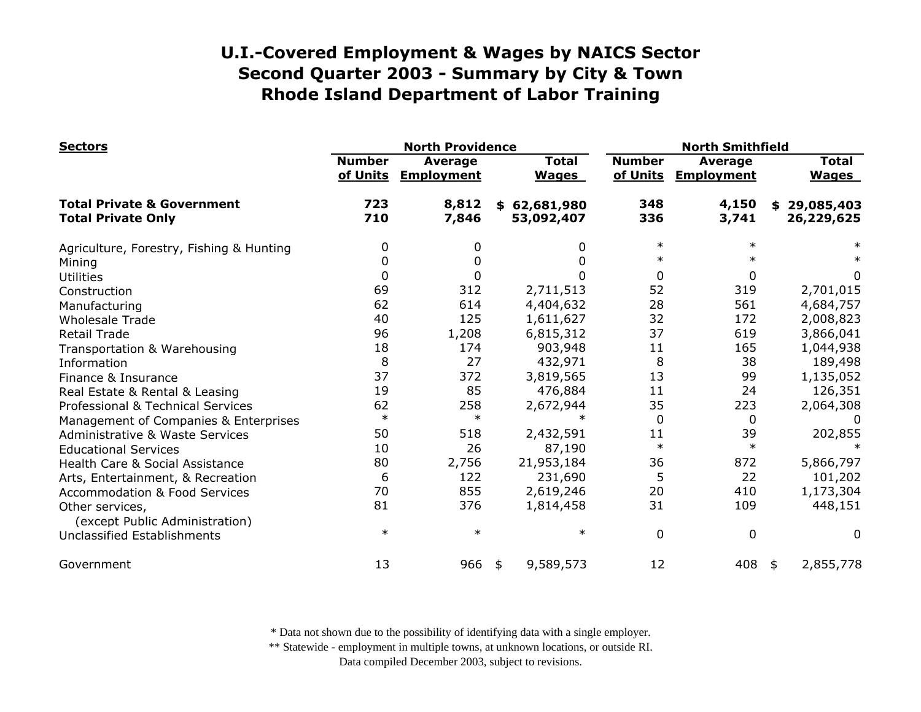# U.I.-Covered Employment & Wages by NAICS Sector
## Second Quarter 2003 - Summary by City & Town
## Rhode Island Department of Labor Training

| Sectors | North Providence | | | North Smithfield | | |
|---|---|---|---|---|---|---|
| | Number of Units | Average Employment | Total Wages | Number of Units | Average Employment | Total Wages |
| **Total Private & Government** | **723** | **8,812** | **$ 62,681,980** | **348** | **4,150** | **$ 29,085,403** |
| **Total Private Only** | **710** | **7,846** | **53,092,407** | **336** | **3,741** | **26,229,625** |
| Agriculture, Forestry, Fishing & Hunting | 0 | 0 | 0 | * | * | * |
| Mining | 0 | 0 | 0 | * | * | * |
| Utilities | 0 | 0 | 0 | 0 | 0 | 0 |
| Construction | 69 | 312 | 2,711,513 | 52 | 319 | 2,701,015 |
| Manufacturing | 62 | 614 | 4,404,632 | 28 | 561 | 4,684,757 |
| Wholesale Trade | 40 | 125 | 1,611,627 | 32 | 172 | 2,008,823 |
| Retail Trade | 96 | 1,208 | 6,815,312 | 37 | 619 | 3,866,041 |
| Transportation & Warehousing | 18 | 174 | 903,948 | 11 | 165 | 1,044,938 |
| Information | 8 | 27 | 432,971 | 8 | 38 | 189,498 |
| Finance & Insurance | 37 | 372 | 3,819,565 | 13 | 99 | 1,135,052 |
| Real Estate & Rental & Leasing | 19 | 85 | 476,884 | 11 | 24 | 126,351 |
| Professional & Technical Services | 62 | 258 | 2,672,944 | 35 | 223 | 2,064,308 |
| Management of Companies & Enterprises | * | * | * | 0 | 0 | 0 |
| Administrative & Waste Services | 50 | 518 | 2,432,591 | 11 | 39 | 202,855 |
| Educational Services | 10 | 26 | 87,190 | * | * | * |
| Health Care & Social Assistance | 80 | 2,756 | 21,953,184 | 36 | 872 | 5,866,797 |
| Arts, Entertainment, & Recreation | 6 | 122 | 231,690 | 5 | 22 | 101,202 |
| Accommodation & Food Services | 70 | 855 | 2,619,246 | 20 | 410 | 1,173,304 |
| Other services, (except Public Administration) | 81 | 376 | 1,814,458 | 31 | 109 | 448,151 |
| Unclassified Establishments | * | * | * | 0 | 0 | 0 |
| Government | 13 | 966 | $ 9,589,573 | 12 | 408 | $ 2,855,778 |

\* Data not shown due to the possibility of identifying data with a single employer.
\*\* Statewide - employment in multiple towns, at unknown locations, or outside RI.
Data compiled December 2003, subject to revisions.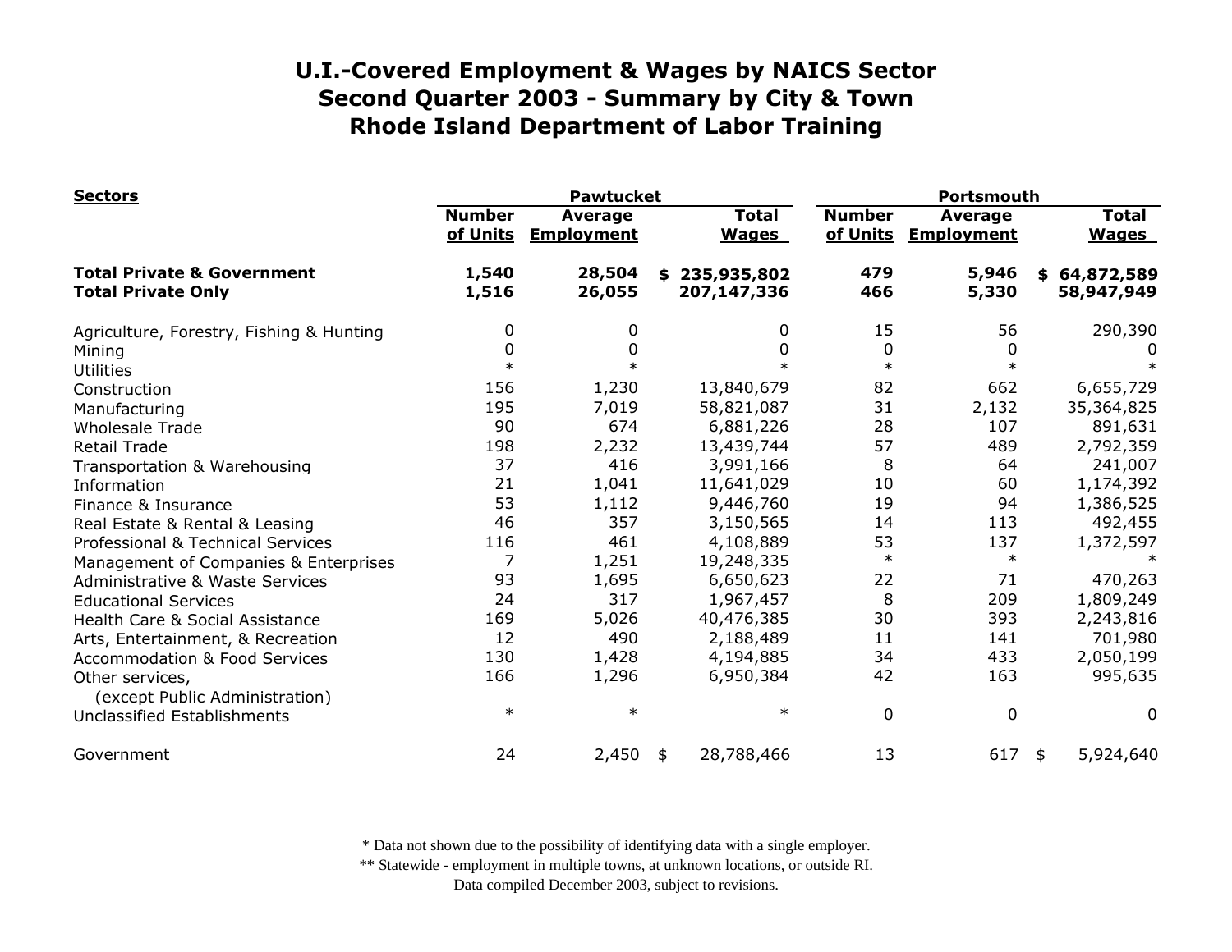# U.I.-Covered Employment & Wages by NAICS Sector
# Second Quarter 2003 - Summary by City & Town
# Rhode Island Department of Labor Training

| Sectors | Pawtucket | | | Portsmouth | | |
|---|---|---|---|---|---|---|
| | Number of Units | Average Employment | Total Wages | Number of Units | Average Employment | Total Wages |
| **Total Private & Government** | **1,540** | **28,504** | **$ 235,935,802** | **479** | **5,946** | **$ 64,872,589** |
| **Total Private Only** | **1,516** | **26,055** | **207,147,336** | **466** | **5,330** | **58,947,949** |
| Agriculture, Forestry, Fishing & Hunting | 0 | 0 | 0 | 15 | 56 | 290,390 |
| Mining | 0 | 0 | 0 | 0 | 0 | 0 |
| Utilities | * | * | * | * | * | * |
| Construction | 156 | 1,230 | 13,840,679 | 82 | 662 | 6,655,729 |
| Manufacturing | 195 | 7,019 | 58,821,087 | 31 | 2,132 | 35,364,825 |
| Wholesale Trade | 90 | 674 | 6,881,226 | 28 | 107 | 891,631 |
| Retail Trade | 198 | 2,232 | 13,439,744 | 57 | 489 | 2,792,359 |
| Transportation & Warehousing | 37 | 416 | 3,991,166 | 8 | 64 | 241,007 |
| Information | 21 | 1,041 | 11,641,029 | 10 | 60 | 1,174,392 |
| Finance & Insurance | 53 | 1,112 | 9,446,760 | 19 | 94 | 1,386,525 |
| Real Estate & Rental & Leasing | 46 | 357 | 3,150,565 | 14 | 113 | 492,455 |
| Professional & Technical Services | 116 | 461 | 4,108,889 | 53 | 137 | 1,372,597 |
| Management of Companies & Enterprises | 7 | 1,251 | 19,248,335 | * | * | * |
| Administrative & Waste Services | 93 | 1,695 | 6,650,623 | 22 | 71 | 470,263 |
| Educational Services | 24 | 317 | 1,967,457 | 8 | 209 | 1,809,249 |
| Health Care & Social Assistance | 169 | 5,026 | 40,476,385 | 30 | 393 | 2,243,816 |
| Arts, Entertainment, & Recreation | 12 | 490 | 2,188,489 | 11 | 141 | 701,980 |
| Accommodation & Food Services | 130 | 1,428 | 4,194,885 | 34 | 433 | 2,050,199 |
| Other services, (except Public Administration) | 166 | 1,296 | 6,950,384 | 42 | 163 | 995,635 |
| Unclassified Establishments | * | * | * | 0 | 0 | 0 |
| Government | 24 | 2,450 | $ 28,788,466 | 13 | 617 | $ 5,924,640 |

\* Data not shown due to the possibility of identifying data with a single employer.
\*\* Statewide - employment in multiple towns, at unknown locations, or outside RI.
Data compiled December 2003, subject to revisions.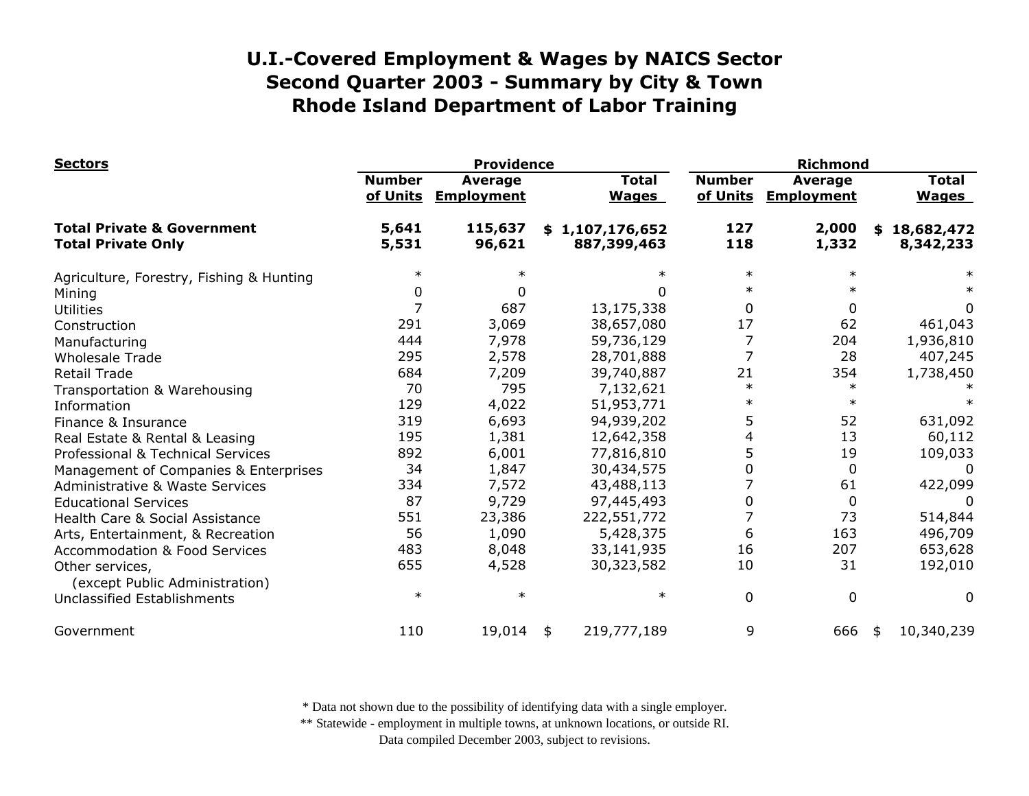# U.I.-Covered Employment & Wages by NAICS Sector
# Second Quarter 2003 - Summary by City & Town
# Rhode Island Department of Labor Training

| Sectors | Providence | | | Richmond | | |
|---|---|---|---|---|---|---|
| | Number of Units | Average Employment | Total Wages | Number of Units | Average Employment | Total Wages |
| **Total Private & Government** | **5,641** | **115,637** | **$ 1,107,176,652** | **127** | **2,000** | **$ 18,682,472** |
| **Total Private Only** | **5,531** | **96,621** | **887,399,463** | **118** | **1,332** | **8,342,233** |
| Agriculture, Forestry, Fishing & Hunting | * | * | * | * | * | * |
| Mining | 0 | 0 | 0 | * | * | * |
| Utilities | 7 | 687 | 13,175,338 | 0 | 0 | 0 |
| Construction | 291 | 3,069 | 38,657,080 | 17 | 62 | 461,043 |
| Manufacturing | 444 | 7,978 | 59,736,129 | 7 | 204 | 1,936,810 |
| Wholesale Trade | 295 | 2,578 | 28,701,888 | 7 | 28 | 407,245 |
| Retail Trade | 684 | 7,209 | 39,740,887 | 21 | 354 | 1,738,450 |
| Transportation & Warehousing | 70 | 795 | 7,132,621 | * | * | * |
| Information | 129 | 4,022 | 51,953,771 | * | * | * |
| Finance & Insurance | 319 | 6,693 | 94,939,202 | 5 | 52 | 631,092 |
| Real Estate & Rental & Leasing | 195 | 1,381 | 12,642,358 | 4 | 13 | 60,112 |
| Professional & Technical Services | 892 | 6,001 | 77,816,810 | 5 | 19 | 109,033 |
| Management of Companies & Enterprises | 34 | 1,847 | 30,434,575 | 0 | 0 | 0 |
| Administrative & Waste Services | 334 | 7,572 | 43,488,113 | 7 | 61 | 422,099 |
| Educational Services | 87 | 9,729 | 97,445,493 | 0 | 0 | 0 |
| Health Care & Social Assistance | 551 | 23,386 | 222,551,772 | 7 | 73 | 514,844 |
| Arts, Entertainment, & Recreation | 56 | 1,090 | 5,428,375 | 6 | 163 | 496,709 |
| Accommodation & Food Services | 483 | 8,048 | 33,141,935 | 16 | 207 | 653,628 |
| Other services, (except Public Administration) | 655 | 4,528 | 30,323,582 | 10 | 31 | 192,010 |
| Unclassified Establishments | * | * | * | 0 | 0 | 0 |
| Government | 110 | 19,014 | $ 219,777,189 | 9 | 666 | $ 10,340,239 |

\* Data not shown due to the possibility of identifying data with a single employer.
\*\* Statewide - employment in multiple towns, at unknown locations, or outside RI.
Data compiled December 2003, subject to revisions.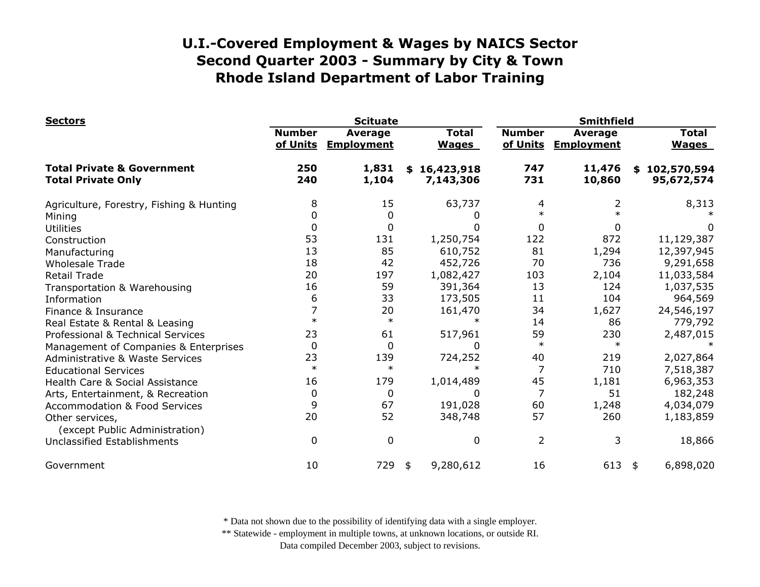# U.I.-Covered Employment & Wages by NAICS Sector
## Second Quarter 2003 - Summary by City & Town
## Rhode Island Department of Labor Training

| Sectors | Scituate Number of Units | Scituate Average Employment | Scituate Total Wages | Smithfield Number of Units | Smithfield Average Employment | Smithfield Total Wages |
|---|---|---|---|---|---|---|
| **Total Private & Government** | **250** | **1,831** | **$ 16,423,918** | **747** | **11,476** | **$ 102,570,594** |
| **Total Private Only** | **240** | **1,104** | **7,143,306** | **731** | **10,860** | **95,672,574** |
| Agriculture, Forestry, Fishing & Hunting | 8 | 15 | 63,737 | 4 | 2 | 8,313 |
| Mining | 0 | 0 | 0 | * | * | * |
| Utilities | 0 | 0 | 0 | 0 | 0 | 0 |
| Construction | 53 | 131 | 1,250,754 | 122 | 872 | 11,129,387 |
| Manufacturing | 13 | 85 | 610,752 | 81 | 1,294 | 12,397,945 |
| Wholesale Trade | 18 | 42 | 452,726 | 70 | 736 | 9,291,658 |
| Retail Trade | 20 | 197 | 1,082,427 | 103 | 2,104 | 11,033,584 |
| Transportation & Warehousing | 16 | 59 | 391,364 | 13 | 124 | 1,037,535 |
| Information | 6 | 33 | 173,505 | 11 | 104 | 964,569 |
| Finance & Insurance | 7 | 20 | 161,470 | 34 | 1,627 | 24,546,197 |
| Real Estate & Rental & Leasing | * | * | * | 14 | 86 | 779,792 |
| Professional & Technical Services | 23 | 61 | 517,961 | 59 | 230 | 2,487,015 |
| Management of Companies & Enterprises | 0 | 0 | 0 | * | * | * |
| Administrative & Waste Services | 23 | 139 | 724,252 | 40 | 219 | 2,027,864 |
| Educational Services | * | * | * | 7 | 710 | 7,518,387 |
| Health Care & Social Assistance | 16 | 179 | 1,014,489 | 45 | 1,181 | 6,963,353 |
| Arts, Entertainment, & Recreation | 0 | 0 | 0 | 7 | 51 | 182,248 |
| Accommodation & Food Services | 9 | 67 | 191,028 | 60 | 1,248 | 4,034,079 |
| Other services, (except Public Administration) | 20 | 52 | 348,748 | 57 | 260 | 1,183,859 |
| Unclassified Establishments | 0 | 0 | 0 | 2 | 3 | 18,866 |
| Government | 10 | 729 | $ 9,280,612 | 16 | 613 | $ 6,898,020 |

\* Data not shown due to the possibility of identifying data with a single employer.

\*\* Statewide - employment in multiple towns, at unknown locations, or outside RI.

Data compiled December 2003, subject to revisions.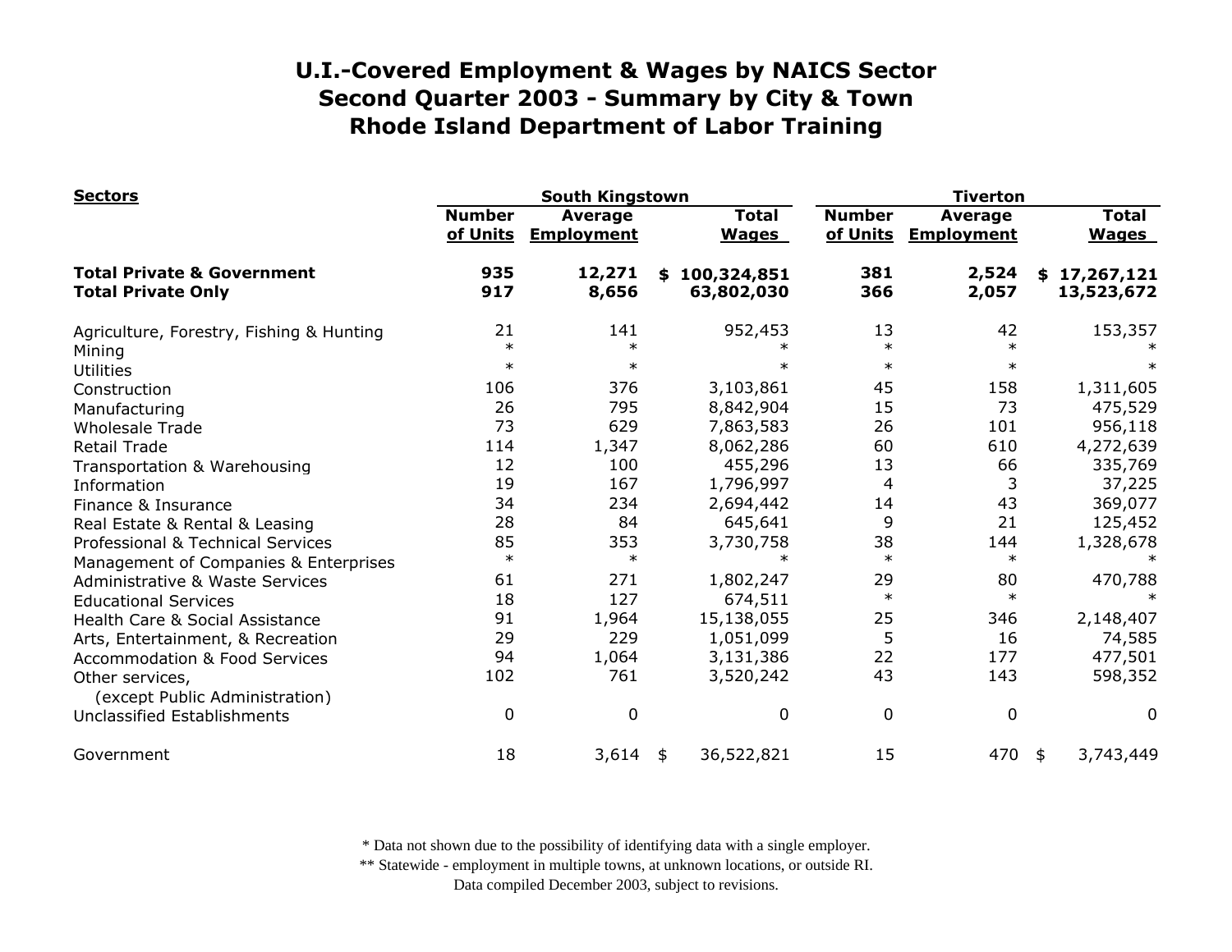# U.I.-Covered Employment & Wages by NAICS Sector
# Second Quarter 2003 - Summary by City & Town
# Rhode Island Department of Labor Training

| Sectors | South Kingstown | | | Tiverton | | |
|---|---|---|---|---|---|---|
| | Number of Units | Average Employment | Total Wages | Number of Units | Average Employment | Total Wages |
| **Total Private & Government** | **935** | **12,271** | **$ 100,324,851** | **381** | **2,524** | **$ 17,267,121** |
| **Total Private Only** | **917** | **8,656** | **63,802,030** | **366** | **2,057** | **13,523,672** |
| Agriculture, Forestry, Fishing & Hunting | 21 | 141 | 952,453 | 13 | 42 | 153,357 |
| Mining | * | * | * | * | * | * |
| Utilities | * | * | * | * | * | * |
| Construction | 106 | 376 | 3,103,861 | 45 | 158 | 1,311,605 |
| Manufacturing | 26 | 795 | 8,842,904 | 15 | 73 | 475,529 |
| Wholesale Trade | 73 | 629 | 7,863,583 | 26 | 101 | 956,118 |
| Retail Trade | 114 | 1,347 | 8,062,286 | 60 | 610 | 4,272,639 |
| Transportation & Warehousing | 12 | 100 | 455,296 | 13 | 66 | 335,769 |
| Information | 19 | 167 | 1,796,997 | 4 | 3 | 37,225 |
| Finance & Insurance | 34 | 234 | 2,694,442 | 14 | 43 | 369,077 |
| Real Estate & Rental & Leasing | 28 | 84 | 645,641 | 9 | 21 | 125,452 |
| Professional & Technical Services | 85 | 353 | 3,730,758 | 38 | 144 | 1,328,678 |
| Management of Companies & Enterprises | * | * | * | * | * | * |
| Administrative & Waste Services | 61 | 271 | 1,802,247 | 29 | 80 | 470,788 |
| Educational Services | 18 | 127 | 674,511 | * | * | * |
| Health Care & Social Assistance | 91 | 1,964 | 15,138,055 | 25 | 346 | 2,148,407 |
| Arts, Entertainment, & Recreation | 29 | 229 | 1,051,099 | 5 | 16 | 74,585 |
| Accommodation & Food Services | 94 | 1,064 | 3,131,386 | 22 | 177 | 477,501 |
| Other services, (except Public Administration) | 102 | 761 | 3,520,242 | 43 | 143 | 598,352 |
| Unclassified Establishments | 0 | 0 | 0 | 0 | 0 | 0 |
| Government | 18 | 3,614 | $ 36,522,821 | 15 | 470 | $ 3,743,449 |

\* Data not shown due to the possibility of identifying data with a single employer.
\*\* Statewide - employment in multiple towns, at unknown locations, or outside RI.
Data compiled December 2003, subject to revisions.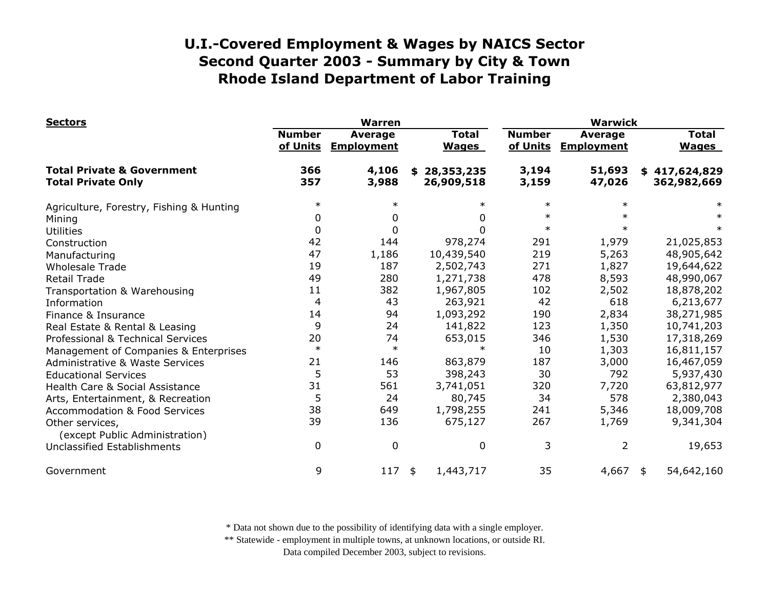# U.I.-Covered Employment & Wages by NAICS Sector
## Second Quarter 2003 - Summary by City & Town
## Rhode Island Department of Labor Training

| Sectors | Warren | | | Warwick | | |
|---|---|---|---|---|---|---|
| | Number of Units | Average Employment | Total Wages | Number of Units | Average Employment | Total Wages |
| **Total Private & Government** | **366** | **4,106** | **$ 28,353,235** | **3,194** | **51,693** | **$ 417,624,829** |
| **Total Private Only** | **357** | **3,988** | **26,909,518** | **3,159** | **47,026** | **362,982,669** |
| Agriculture, Forestry, Fishing & Hunting | * | * | * | * | * | * |
| Mining | 0 | 0 | 0 | * | * | * |
| Utilities | 0 | 0 | 0 | * | * | * |
| Construction | 42 | 144 | 978,274 | 291 | 1,979 | 21,025,853 |
| Manufacturing | 47 | 1,186 | 10,439,540 | 219 | 5,263 | 48,905,642 |
| Wholesale Trade | 19 | 187 | 2,502,743 | 271 | 1,827 | 19,644,622 |
| Retail Trade | 49 | 280 | 1,271,738 | 478 | 8,593 | 48,990,067 |
| Transportation & Warehousing | 11 | 382 | 1,967,805 | 102 | 2,502 | 18,878,202 |
| Information | 4 | 43 | 263,921 | 42 | 618 | 6,213,677 |
| Finance & Insurance | 14 | 94 | 1,093,292 | 190 | 2,834 | 38,271,985 |
| Real Estate & Rental & Leasing | 9 | 24 | 141,822 | 123 | 1,350 | 10,741,203 |
| Professional & Technical Services | 20 | 74 | 653,015 | 346 | 1,530 | 17,318,269 |
| Management of Companies & Enterprises | * | * | * | 10 | 1,303 | 16,811,157 |
| Administrative & Waste Services | 21 | 146 | 863,879 | 187 | 3,000 | 16,467,059 |
| Educational Services | 5 | 53 | 398,243 | 30 | 792 | 5,937,430 |
| Health Care & Social Assistance | 31 | 561 | 3,741,051 | 320 | 7,720 | 63,812,977 |
| Arts, Entertainment, & Recreation | 5 | 24 | 80,745 | 34 | 578 | 2,380,043 |
| Accommodation & Food Services | 38 | 649 | 1,798,255 | 241 | 5,346 | 18,009,708 |
| Other services, (except Public Administration) | 39 | 136 | 675,127 | 267 | 1,769 | 9,341,304 |
| Unclassified Establishments | 0 | 0 | 0 | 3 | 2 | 19,653 |
| Government | 9 | 117 | $ 1,443,717 | 35 | 4,667 | $ 54,642,160 |

\* Data not shown due to the possibility of identifying data with a single employer.
\*\* Statewide - employment in multiple towns, at unknown locations, or outside RI.
Data compiled December 2003, subject to revisions.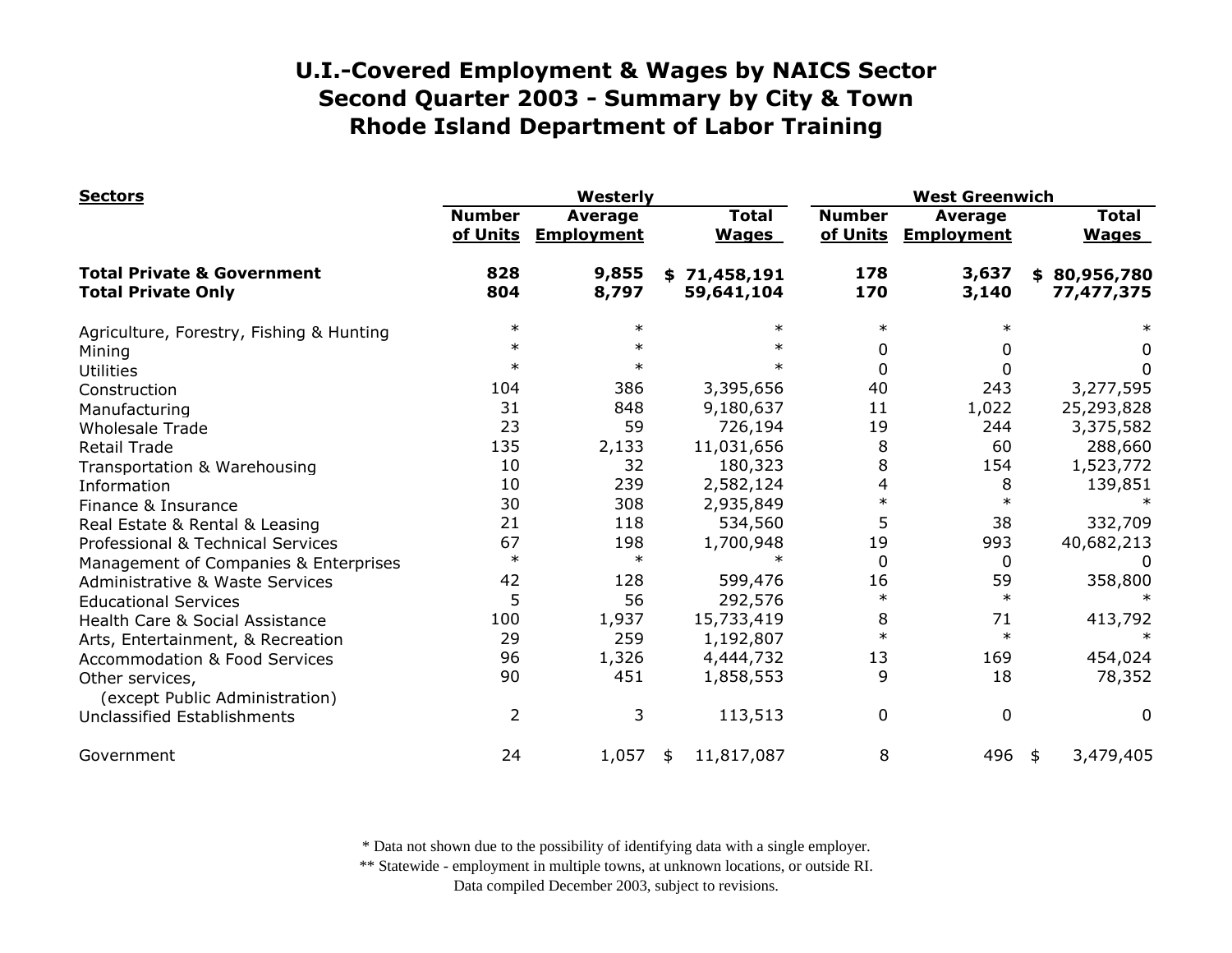# U.I.-Covered Employment & Wages by NAICS Sector
## Second Quarter 2003 - Summary by City & Town
## Rhode Island Department of Labor Training

| Sectors | Westerly | | | West Greenwich | | |
|---|---|---|---|---|---|---|
| | Number of Units | Average Employment | Total Wages | Number of Units | Average Employment | Total Wages |
| **Total Private & Government** | **828** | **9,855** | **$ 71,458,191** | **178** | **3,637** | **$ 80,956,780** |
| **Total Private Only** | **804** | **8,797** | **59,641,104** | **170** | **3,140** | **77,477,375** |
| Agriculture, Forestry, Fishing & Hunting | * | * | * | * | * | * |
| Mining | * | * | * | 0 | 0 | 0 |
| Utilities | * | * | * | 0 | 0 | 0 |
| Construction | 104 | 386 | 3,395,656 | 40 | 243 | 3,277,595 |
| Manufacturing | 31 | 848 | 9,180,637 | 11 | 1,022 | 25,293,828 |
| Wholesale Trade | 23 | 59 | 726,194 | 19 | 244 | 3,375,582 |
| Retail Trade | 135 | 2,133 | 11,031,656 | 8 | 60 | 288,660 |
| Transportation & Warehousing | 10 | 32 | 180,323 | 8 | 154 | 1,523,772 |
| Information | 10 | 239 | 2,582,124 | 4 | 8 | 139,851 |
| Finance & Insurance | 30 | 308 | 2,935,849 | * | * | * |
| Real Estate & Rental & Leasing | 21 | 118 | 534,560 | 5 | 38 | 332,709 |
| Professional & Technical Services | 67 | 198 | 1,700,948 | 19 | 993 | 40,682,213 |
| Management of Companies & Enterprises | * | * | * | 0 | 0 | 0 |
| Administrative & Waste Services | 42 | 128 | 599,476 | 16 | 59 | 358,800 |
| Educational Services | 5 | 56 | 292,576 | * | * | * |
| Health Care & Social Assistance | 100 | 1,937 | 15,733,419 | 8 | 71 | 413,792 |
| Arts, Entertainment, & Recreation | 29 | 259 | 1,192,807 | * | * | * |
| Accommodation & Food Services | 96 | 1,326 | 4,444,732 | 13 | 169 | 454,024 |
| Other services, (except Public Administration) | 90 | 451 | 1,858,553 | 9 | 18 | 78,352 |
| Unclassified Establishments | 2 | 3 | 113,513 | 0 | 0 | 0 |
| Government | 24 | 1,057 | $ 11,817,087 | 8 | 496 | $ 3,479,405 |

* Data not shown due to the possibility of identifying data with a single employer.
** Statewide - employment in multiple towns, at unknown locations, or outside RI.
Data compiled December 2003, subject to revisions.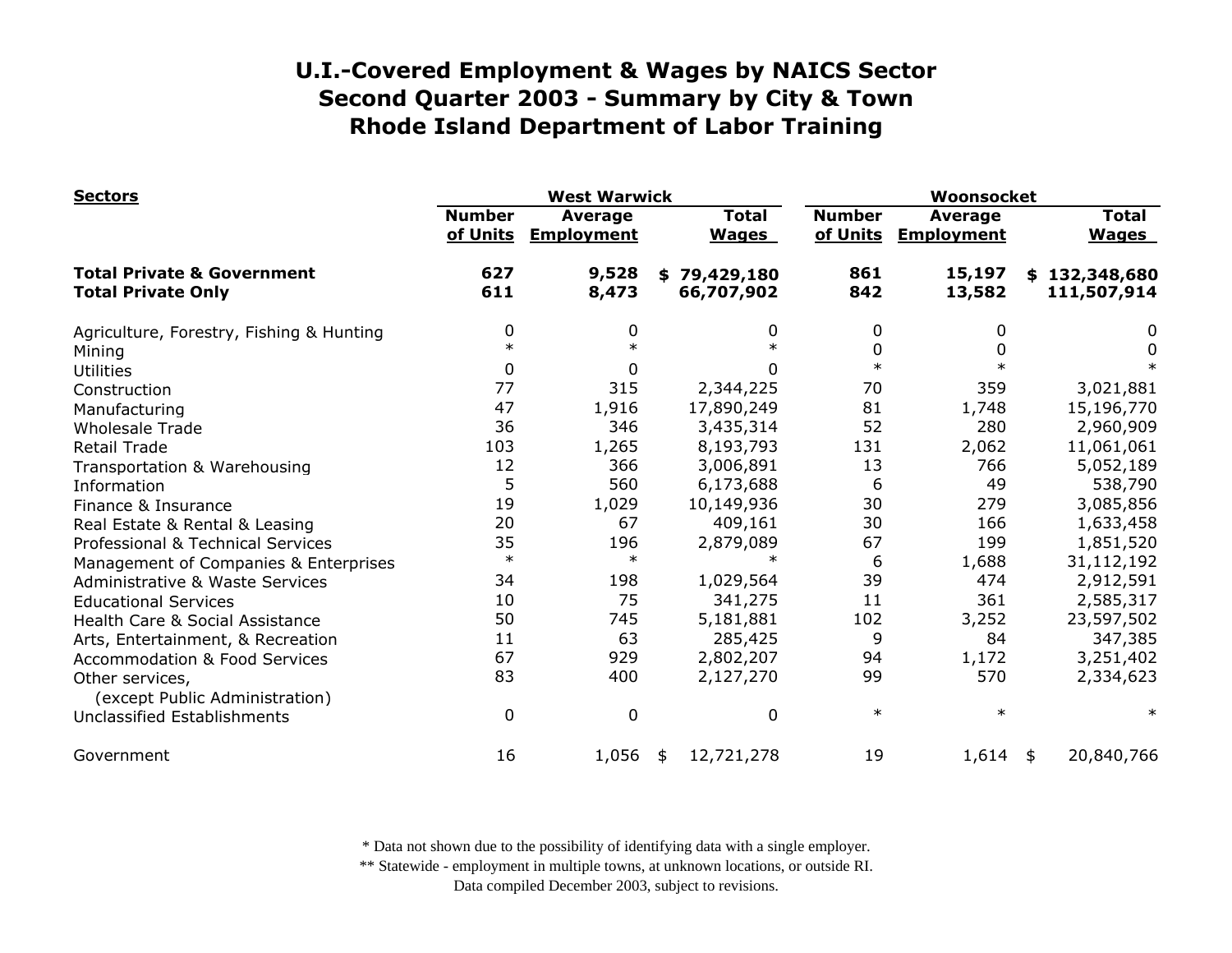# U.I.-Covered Employment & Wages by NAICS Sector
# Second Quarter 2003 - Summary by City & Town
# Rhode Island Department of Labor Training

| Sectors | West Warwick | | | Woonsocket | | |
|---|---|---|---|---|---|---|
| | Number of Units | Average Employment | Total Wages | Number of Units | Average Employment | Total Wages |
| **Total Private & Government** | **627** | **9,528** | **$ 79,429,180** | **861** | **15,197** | **$ 132,348,680** |
| **Total Private Only** | **611** | **8,473** | **66,707,902** | **842** | **13,582** | **111,507,914** |
| Agriculture, Forestry, Fishing & Hunting | 0 | 0 | 0 | 0 | 0 | 0 |
| Mining | * | * | * | 0 | 0 | 0 |
| Utilities | 0 | 0 | 0 | * | * | * |
| Construction | 77 | 315 | 2,344,225 | 70 | 359 | 3,021,881 |
| Manufacturing | 47 | 1,916 | 17,890,249 | 81 | 1,748 | 15,196,770 |
| Wholesale Trade | 36 | 346 | 3,435,314 | 52 | 280 | 2,960,909 |
| Retail Trade | 103 | 1,265 | 8,193,793 | 131 | 2,062 | 11,061,061 |
| Transportation & Warehousing | 12 | 366 | 3,006,891 | 13 | 766 | 5,052,189 |
| Information | 5 | 560 | 6,173,688 | 6 | 49 | 538,790 |
| Finance & Insurance | 19 | 1,029 | 10,149,936 | 30 | 279 | 3,085,856 |
| Real Estate & Rental & Leasing | 20 | 67 | 409,161 | 30 | 166 | 1,633,458 |
| Professional & Technical Services | 35 | 196 | 2,879,089 | 67 | 199 | 1,851,520 |
| Management of Companies & Enterprises | * | * | * | 6 | 1,688 | 31,112,192 |
| Administrative & Waste Services | 34 | 198 | 1,029,564 | 39 | 474 | 2,912,591 |
| Educational Services | 10 | 75 | 341,275 | 11 | 361 | 2,585,317 |
| Health Care & Social Assistance | 50 | 745 | 5,181,881 | 102 | 3,252 | 23,597,502 |
| Arts, Entertainment, & Recreation | 11 | 63 | 285,425 | 9 | 84 | 347,385 |
| Accommodation & Food Services | 67 | 929 | 2,802,207 | 94 | 1,172 | 3,251,402 |
| Other services, (except Public Administration) | 83 | 400 | 2,127,270 | 99 | 570 | 2,334,623 |
| Unclassified Establishments | 0 | 0 | 0 | * | * | * |
| Government | 16 | 1,056 | $ 12,721,278 | 19 | 1,614 | $ 20,840,766 |

\* Data not shown due to the possibility of identifying data with a single employer.
\*\* Statewide - employment in multiple towns, at unknown locations, or outside RI.
Data compiled December 2003, subject to revisions.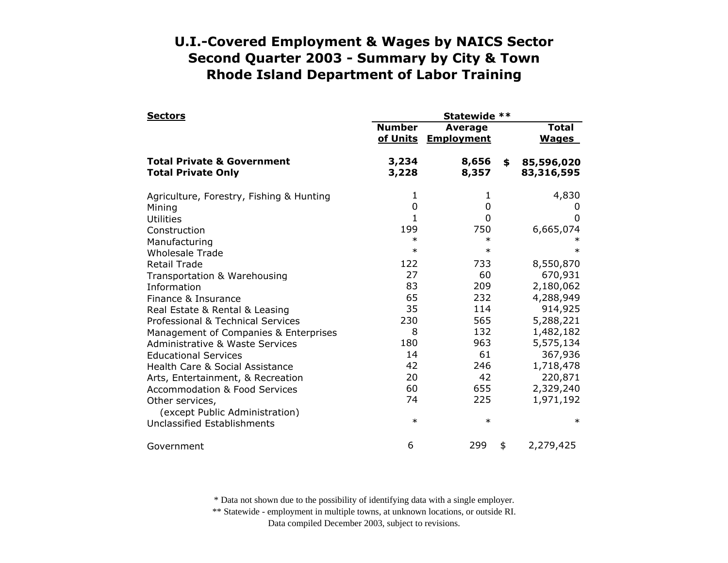# U.I.-Covered Employment & Wages by NAICS Sector
# Second Quarter 2003 - Summary by City & Town
# Rhode Island Department of Labor Training

| Sectors | Statewide ** | | |
|---|---|---|---|
| | Number of Units | Average Employment | Total Wages |
| **Total Private & Government** | **3,234** | **8,656** | **$ 85,596,020** |
| **Total Private Only** | **3,228** | **8,357** | **83,316,595** |
| Agriculture, Forestry, Fishing & Hunting | 1 | 1 | 4,830 |
| Mining | 0 | 0 | 0 |
| Utilities | 1 | 0 | 0 |
| Construction | 199 | 750 | 6,665,074 |
| Manufacturing | * | * | * |
| Wholesale Trade | * | * | * |
| Retail Trade | 122 | 733 | 8,550,870 |
| Transportation & Warehousing | 27 | 60 | 670,931 |
| Information | 83 | 209 | 2,180,062 |
| Finance & Insurance | 65 | 232 | 4,288,949 |
| Real Estate & Rental & Leasing | 35 | 114 | 914,925 |
| Professional & Technical Services | 230 | 565 | 5,288,221 |
| Management of Companies & Enterprises | 8 | 132 | 1,482,182 |
| Administrative & Waste Services | 180 | 963 | 5,575,134 |
| Educational Services | 14 | 61 | 367,936 |
| Health Care & Social Assistance | 42 | 246 | 1,718,478 |
| Arts, Entertainment, & Recreation | 20 | 42 | 220,871 |
| Accommodation & Food Services | 60 | 655 | 2,329,240 |
| Other services, (except Public Administration) | 74 | 225 | 1,971,192 |
| Unclassified Establishments | * | * | * |
| Government | 6 | 299 | $ 2,279,425 |

* Data not shown due to the possibility of identifying data with a single employer.

** Statewide - employment in multiple towns, at unknown locations, or outside RI.

Data compiled December 2003, subject to revisions.